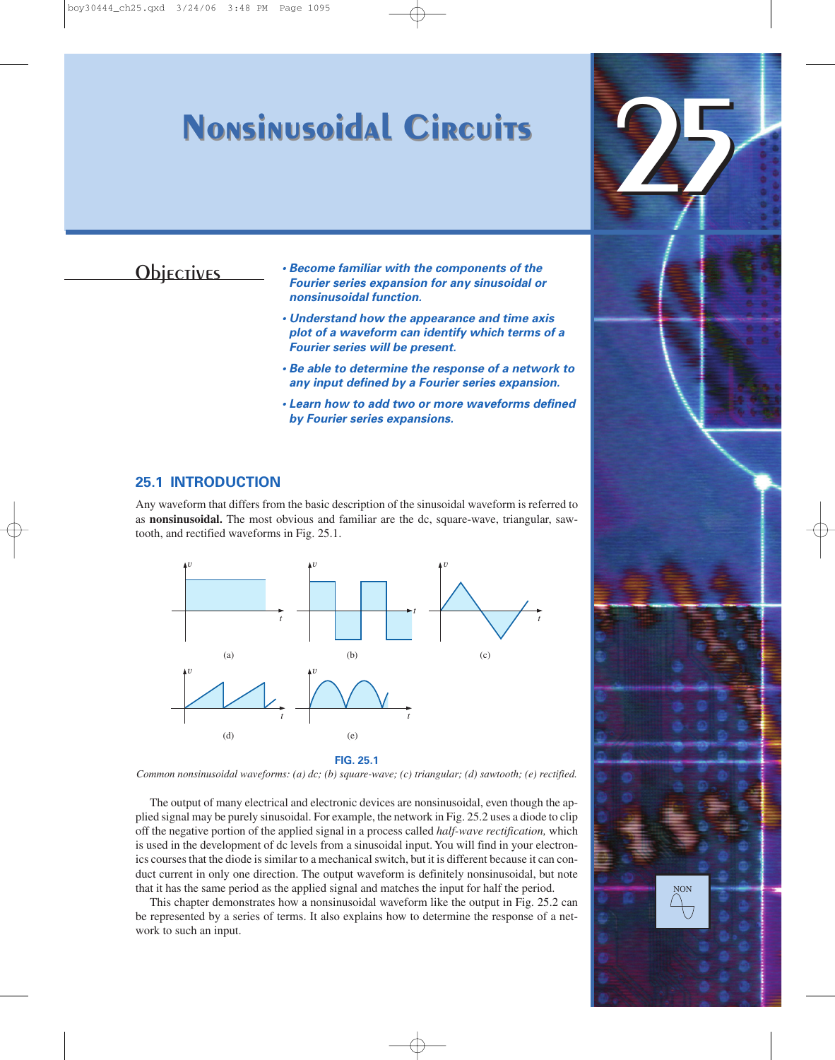# 25 Nonsinusoidal Circuits

## Objectives

- ***Become familiar with the components of the Fourier series expansion for any sinusoidal or nonsinusoidal function.***
- ***Understand how the appearance and time axis plot of a waveform can identify which terms of a Fourier series will be present.***
- ***Be able to determine the response of a network to any input defined by a Fourier series expansion.***
- ***Learn how to add two or more waveforms defined by Fourier series expansions.***

## 25.1 INTRODUCTION

Any waveform that differs from the basic description of the sinusoidal waveform is referred to as **nonsinusoidal.** The most obvious and familiar are the dc, square-wave, triangular, sawtooth, and rectified waveforms in Fig. 25.1.

**FIG. 25.1**

*Common nonsinusoidal waveforms: (a) dc; (b) square-wave; (c) triangular; (d) sawtooth; (e) rectified.*

The output of many electrical and electronic devices are nonsinusoidal, even though the applied signal may be purely sinusoidal. For example, the network in Fig. 25.2 uses a diode to clip off the negative portion of the applied signal in a process called *half-wave rectification,* which is used in the development of dc levels from a sinusoidal input. You will find in your electronics courses that the diode is similar to a mechanical switch, but it is different because it can conduct current in only one direction. The output waveform is definitely nonsinusoidal, but note that it has the same period as the applied signal and matches the input for half the period.

This chapter demonstrates how a nonsinusoidal waveform like the output in Fig. 25.2 can be represented by a series of terms. It also explains how to determine the response of a network to such an input.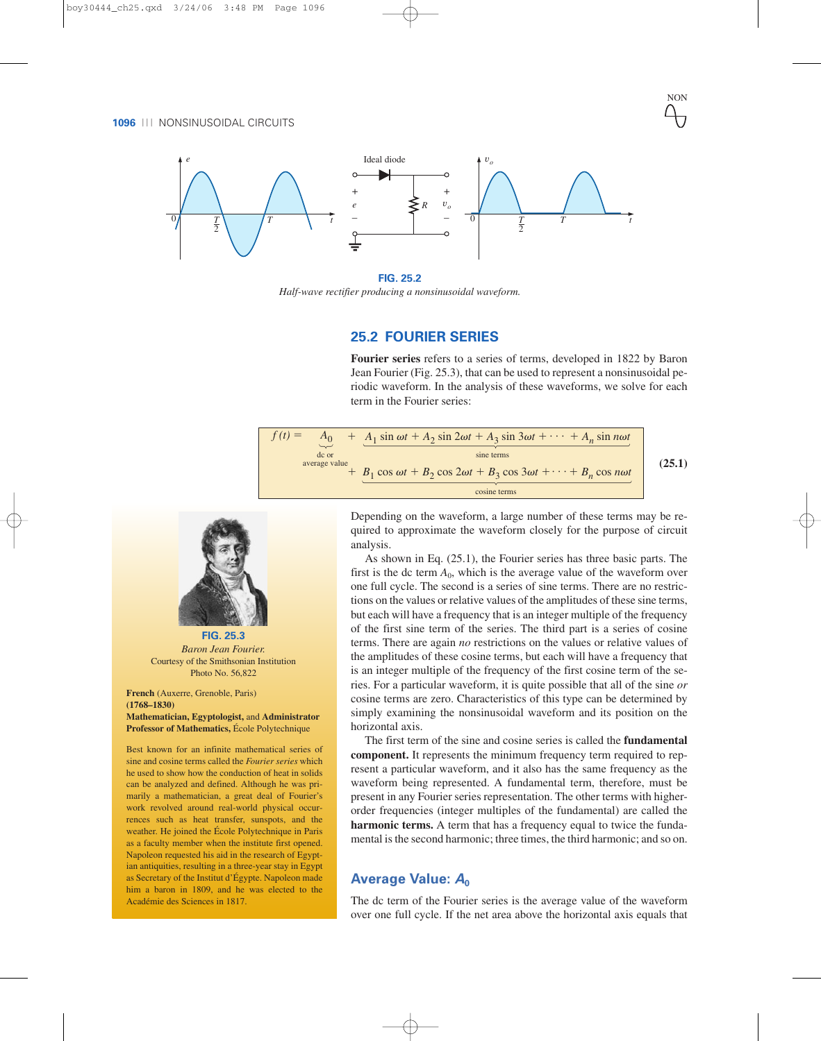e

0 $\frac{T}{2}$ T t

Ideal diode

+ e − R + $v_o$ −

$v_o$

0 $\frac{T}{2}$ T t

**FIG. 25.2**
*Half-wave rectifier producing a nonsinusoidal waveform.*

## 25.2 FOURIER SERIES

**Fourier series** refers to a series of terms, developed in 1822 by Baron Jean Fourier (Fig. 25.3), that can be used to represent a nonsinusoidal periodic waveform. In the analysis of these waveforms, we solve for each term in the Fourier series:

$$f(t) = \underbrace{A_0}_{\substack{\text{dc or}\\ \text{average value}}} + \underbrace{A_1 \sin \omega t + A_2 \sin 2\omega t + A_3 \sin 3\omega t + \cdots + A_n \sin n\omega t}_{\text{sine terms}} + \underbrace{B_1 \cos \omega t + B_2 \cos 2\omega t + B_3 \cos 3\omega t + \cdots + B_n \cos n\omega t}_{\text{cosine terms}} \tag{25.1}$$

Depending on the waveform, a large number of these terms may be required to approximate the waveform closely for the purpose of circuit analysis.

As shown in Eq. (25.1), the Fourier series has three basic parts. The first is the dc term $A_0$, which is the average value of the waveform over one full cycle. The second is a series of sine terms. There are no restrictions on the values or relative values of the amplitudes of these sine terms, but each will have a frequency that is an integer multiple of the frequency of the first sine term of the series. The third part is a series of cosine terms. There are again *no* restrictions on the values or relative values of the amplitudes of these cosine terms, but each will have a frequency that is an integer multiple of the frequency of the first cosine term of the series. For a particular waveform, it is quite possible that all of the sine *or* cosine terms are zero. Characteristics of this type can be determined by simply examining the nonsinusoidal waveform and its position on the horizontal axis.

The first term of the sine and cosine series is called the **fundamental component.** It represents the minimum frequency term required to represent a particular waveform, and it also has the same frequency as the waveform being represented. A fundamental term, therefore, must be present in any Fourier series representation. The other terms with higher-order frequencies (integer multiples of the fundamental) are called the **harmonic terms.** A term that has a frequency equal to twice the fundamental is the second harmonic; three times, the third harmonic; and so on.

**FIG. 25.3**
*Baron Jean Fourier.*
Courtesy of the Smithsonian Institution
Photo No. 56,822

**French** (Auxerre, Grenoble, Paris)
**(1768–1830)**
**Mathematician, Egyptologist,** and **Administrator**
**Professor of Mathematics,** École Polytechnique

Best known for an infinite mathematical series of sine and cosine terms called the *Fourier series* which he used to show how the conduction of heat in solids can be analyzed and defined. Although he was primarily a mathematician, a great deal of Fourier's work revolved around real-world physical occurrences such as heat transfer, sunspots, and the weather. He joined the École Polytechnique in Paris as a faculty member when the institute first opened. Napoleon requested his aid in the research of Egyptian antiquities, resulting in a three-year stay in Egypt as Secretary of the Institut d'Égypte. Napoleon made him a baron in 1809, and he was elected to the Académie des Sciences in 1817.

### Average Value: $A_0$

The dc term of the Fourier series is the average value of the waveform over one full cycle. If the net area above the horizontal axis equals that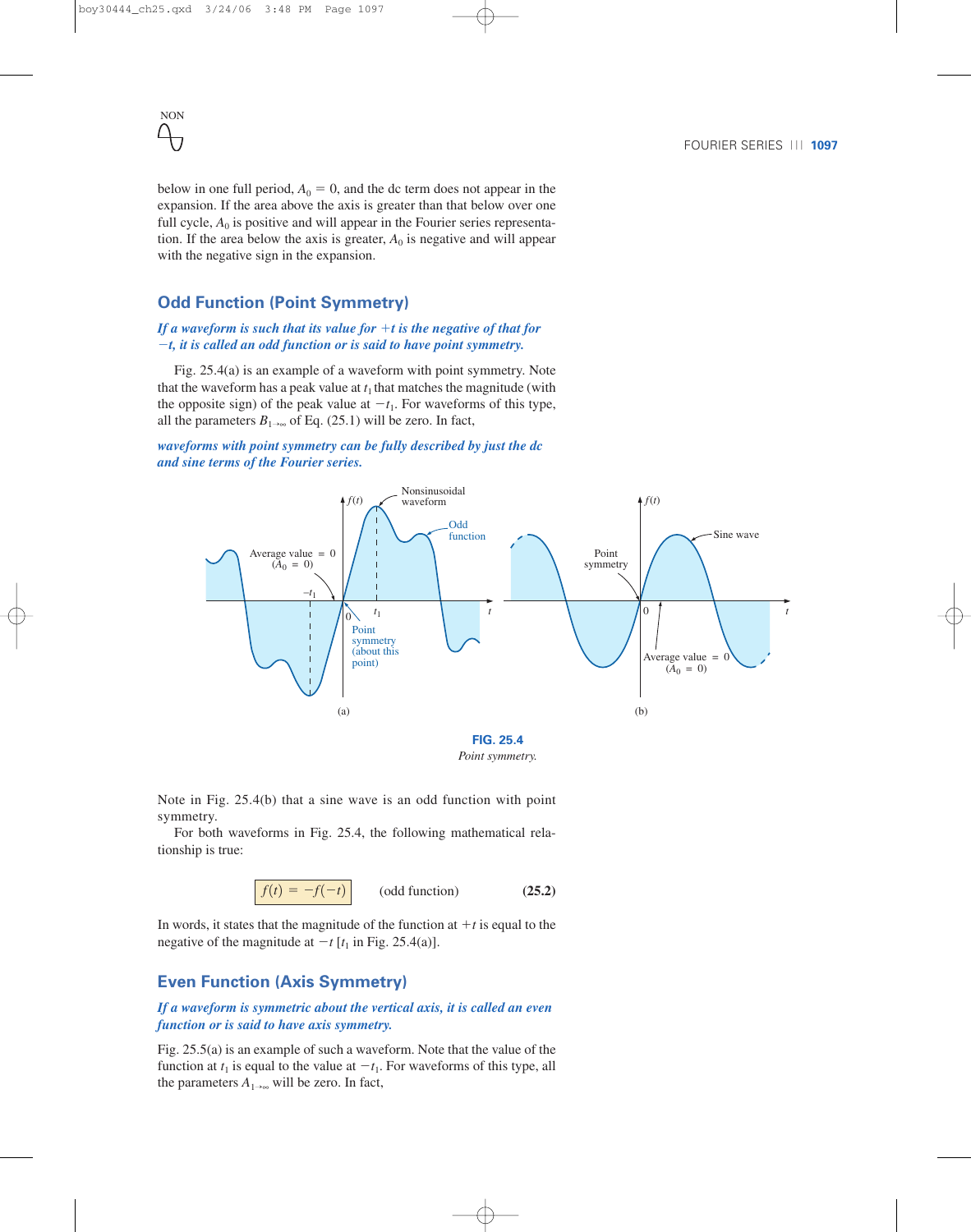below in one full period, $A_0 = 0$, and the dc term does not appear in the expansion. If the area above the axis is greater than that below over one full cycle, $A_0$ is positive and will appear in the Fourier series representation. If the area below the axis is greater, $A_0$ is negative and will appear with the negative sign in the expansion.

## Odd Function (Point Symmetry)

***If a waveform is such that its value for $+t$ is the negative of that for $-t$, it is called an odd function or is said to have point symmetry.***

Fig. 25.4(a) is an example of a waveform with point symmetry. Note that the waveform has a peak value at $t_1$ that matches the magnitude (with the opposite sign) of the peak value at $-t_1$. For waveforms of this type, all the parameters $B_{1\to\infty}$ of Eq. (25.1) will be zero. In fact,

***waveforms with point symmetry can be fully described by just the dc and sine terms of the Fourier series.***

**FIG. 25.4**
*Point symmetry.*

Note in Fig. 25.4(b) that a sine wave is an odd function with point symmetry.

For both waveforms in Fig. 25.4, the following mathematical relationship is true:

$$f(t) = -f(-t) \qquad \text{(odd function)} \qquad \textbf{(25.2)}$$

In words, it states that the magnitude of the function at $+t$ is equal to the negative of the magnitude at $-t$ [$t_1$ in Fig. 25.4(a)].

## Even Function (Axis Symmetry)

***If a waveform is symmetric about the vertical axis, it is called an even function or is said to have axis symmetry.***

Fig. 25.5(a) is an example of such a waveform. Note that the value of the function at $t_1$ is equal to the value at $-t_1$. For waveforms of this type, all the parameters $A_{1\to\infty}$ will be zero. In fact,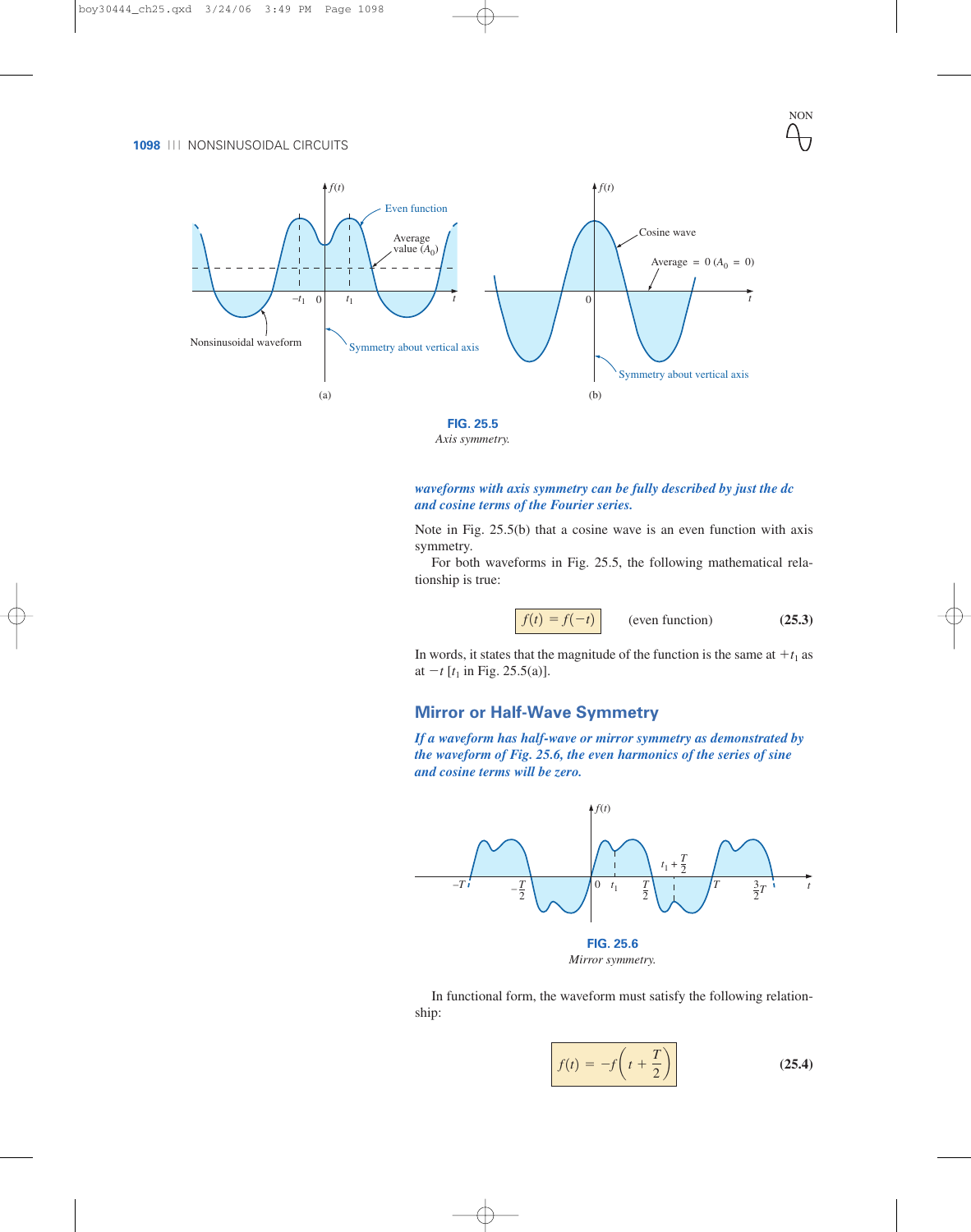**FIG. 25.5**
*Axis symmetry.*

***waveforms with axis symmetry can be fully described by just the dc and cosine terms of the Fourier series.***

Note in Fig. 25.5(b) that a cosine wave is an even function with axis symmetry.

For both waveforms in Fig. 25.5, the following mathematical relationship is true:

$$f(t) = f(-t) \qquad \text{(even function)} \tag{25.3}$$

In words, it states that the magnitude of the function is the same at $+t_1$ as at $-t$ [$t_1$ in Fig. 25.5(a)].

## Mirror or Half-Wave Symmetry

***If a waveform has half-wave or mirror symmetry as demonstrated by the waveform of Fig. 25.6, the even harmonics of the series of sine and cosine terms will be zero.***

**FIG. 25.6**
*Mirror symmetry.*

In functional form, the waveform must satisfy the following relationship:

$$f(t) = -f\left(t + \frac{T}{2}\right) \tag{25.4}$$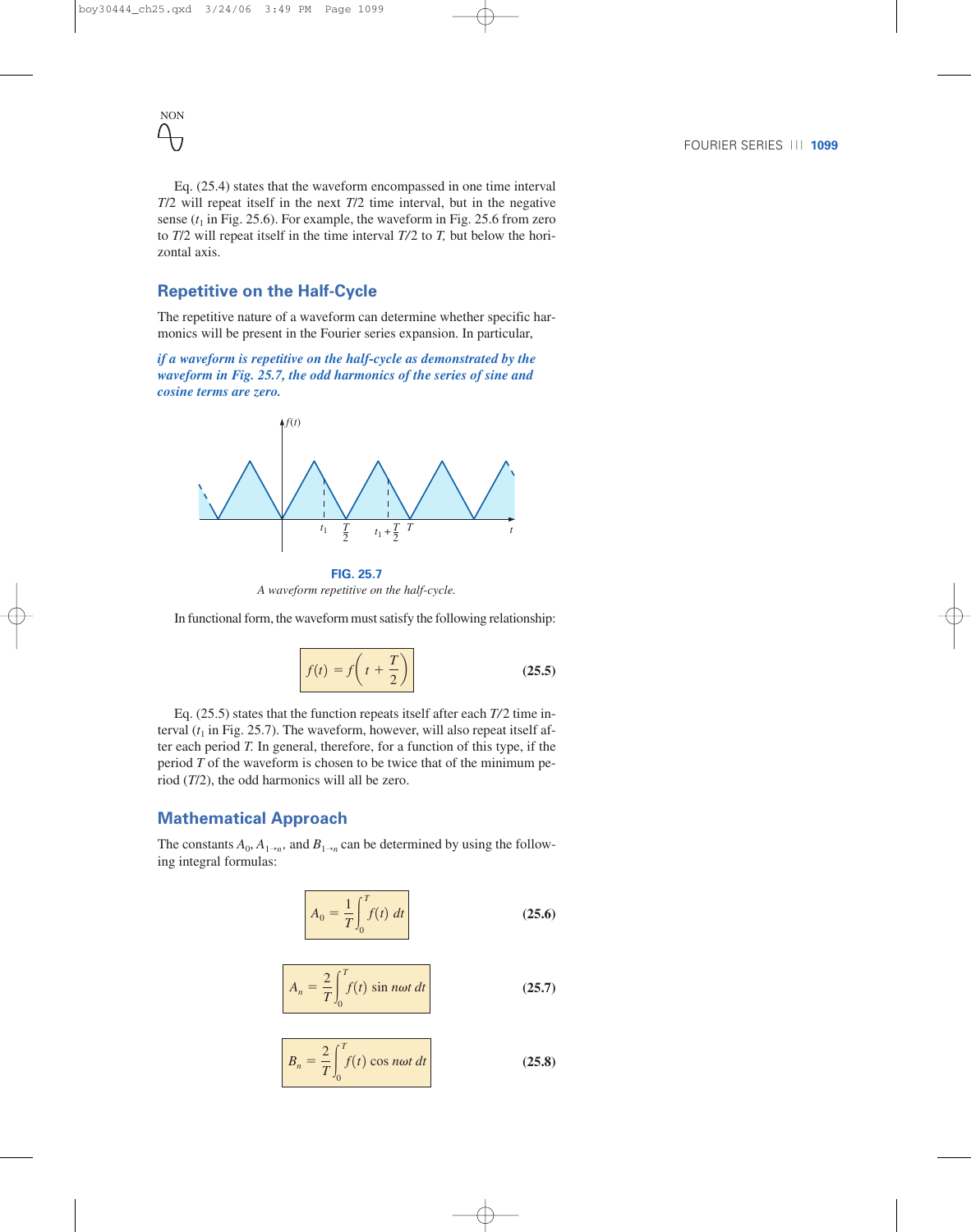Eq. (25.4) states that the waveform encompassed in one time interval $T/2$ will repeat itself in the next $T/2$ time interval, but in the negative sense ($t_1$ in Fig. 25.6). For example, the waveform in Fig. 25.6 from zero to $T/2$ will repeat itself in the time interval $T/2$ to $T$, but below the horizontal axis.

## Repetitive on the Half-Cycle

The repetitive nature of a waveform can determine whether specific harmonics will be present in the Fourier series expansion. In particular,

***if a waveform is repetitive on the half-cycle as demonstrated by the waveform in Fig. 25.7, the odd harmonics of the series of sine and cosine terms are zero.***

**FIG. 25.7**
*A waveform repetitive on the half-cycle.*

In functional form, the waveform must satisfy the following relationship:

$$f(t) = f\left(t + \frac{T}{2}\right) \qquad \textbf{(25.5)}$$

Eq. (25.5) states that the function repeats itself after each $T/2$ time interval ($t_1$ in Fig. 25.7). The waveform, however, will also repeat itself after each period $T$. In general, therefore, for a function of this type, if the period $T$ of the waveform is chosen to be twice that of the minimum period ($T/2$), the odd harmonics will all be zero.

## Mathematical Approach

The constants $A_0$, $A_{1\to n}$, and $B_{1\to n}$ can be determined by using the following integral formulas:

$$A_0 = \frac{1}{T}\int_0^T f(t)\,dt \qquad \textbf{(25.6)}$$

$$A_n = \frac{2}{T}\int_0^T f(t)\sin n\omega t\,dt \qquad \textbf{(25.7)}$$

$$B_n = \frac{2}{T}\int_0^T f(t)\cos n\omega t\,dt \qquad \textbf{(25.8)}$$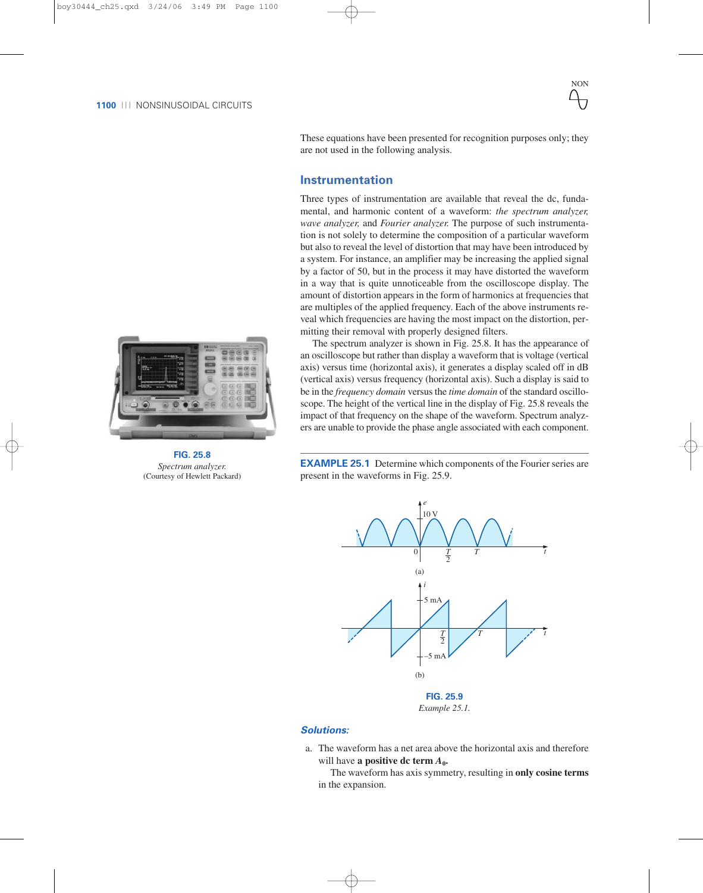These equations have been presented for recognition purposes only; they are not used in the following analysis.

## Instrumentation

Three types of instrumentation are available that reveal the dc, fundamental, and harmonic content of a waveform: *the spectrum analyzer, wave analyzer,* and *Fourier analyzer.* The purpose of such instrumentation is not solely to determine the composition of a particular waveform but also to reveal the level of distortion that may have been introduced by a system. For instance, an amplifier may be increasing the applied signal by a factor of 50, but in the process it may have distorted the waveform in a way that is quite unnoticeable from the oscilloscope display. The amount of distortion appears in the form of harmonics at frequencies that are multiples of the applied frequency. Each of the above instruments reveal which frequencies are having the most impact on the distortion, permitting their removal with properly designed filters.

The spectrum analyzer is shown in Fig. 25.8. It has the appearance of an oscilloscope but rather than display a waveform that is voltage (vertical axis) versus time (horizontal axis), it generates a display scaled off in dB (vertical axis) versus frequency (horizontal axis). Such a display is said to be in the *frequency domain* versus the *time domain* of the standard oscilloscope. The height of the vertical line in the display of Fig. 25.8 reveals the impact of that frequency on the shape of the waveform. Spectrum analyzers are unable to provide the phase angle associated with each component.

**FIG. 25.8**
*Spectrum analyzer.*
(Courtesy of Hewlett Packard)

**EXAMPLE 25.1** Determine which components of the Fourier series are present in the waveforms in Fig. 25.9.

**FIG. 25.9**
*Example 25.1.*

***Solutions:***

a. The waveform has a net area above the horizontal axis and therefore will have **a positive dc term $A_0$.**

   The waveform has axis symmetry, resulting in **only cosine terms** in the expansion.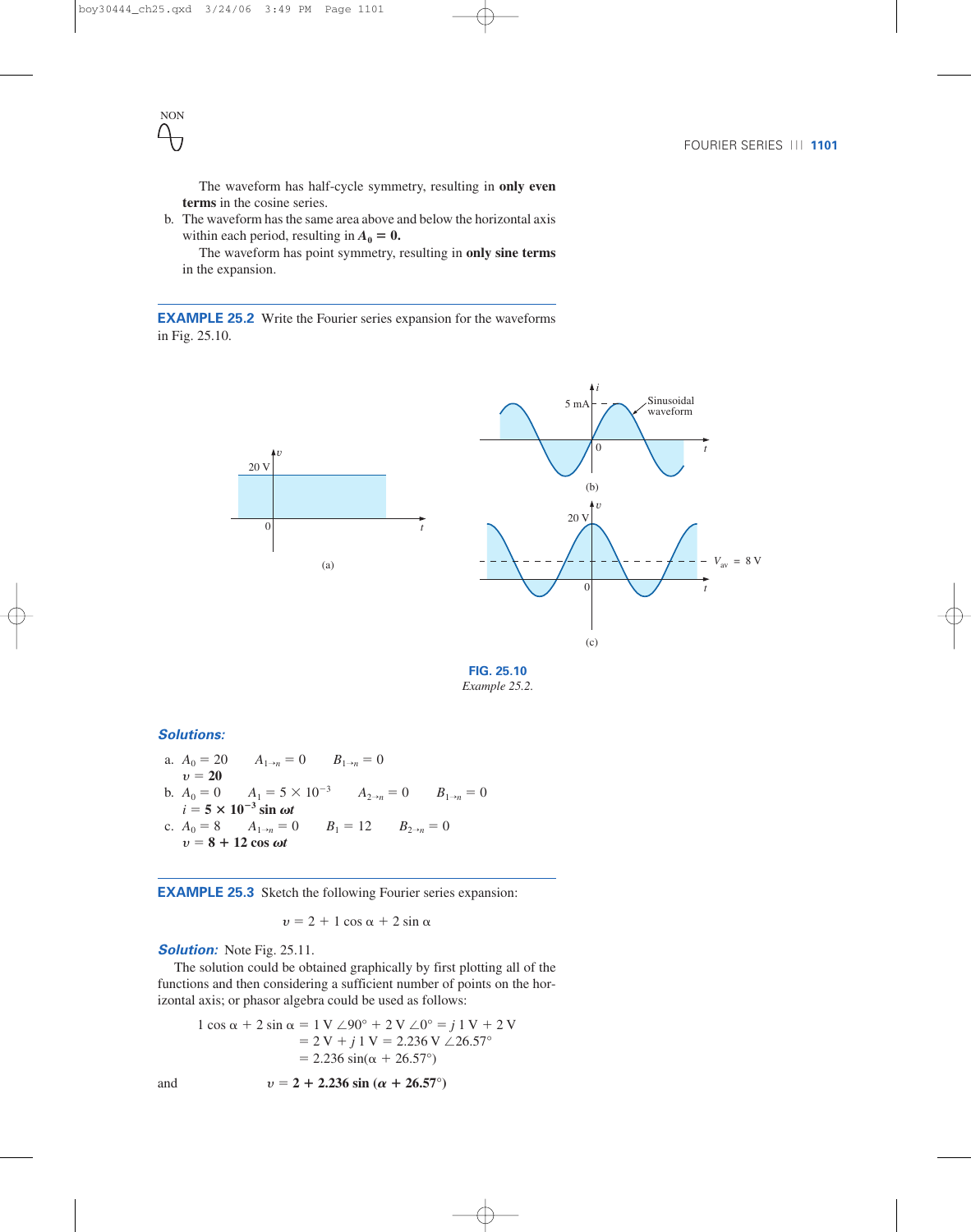The waveform has half-cycle symmetry, resulting in **only even terms** in the cosine series.

b. The waveform has the same area above and below the horizontal axis within each period, resulting in $A_0 = 0$.

The waveform has point symmetry, resulting in **only sine terms** in the expansion.

**EXAMPLE 25.2** Write the Fourier series expansion for the waveforms in Fig. 25.10.

**FIG. 25.10**
*Example 25.2.*

***Solutions:***

a. $A_0 = 20 \quad A_{1\to n} = 0 \quad B_{1\to n} = 0$
$\boldsymbol{v = 20}$

b. $A_0 = 0 \quad A_1 = 5 \times 10^{-3} \quad A_{2\to n} = 0 \quad B_{1\to n} = 0$
$\boldsymbol{i = 5 \times 10^{-3} \sin \omega t}$

c. $A_0 = 8 \quad A_{1\to n} = 0 \quad B_1 = 12 \quad B_{2\to n} = 0$
$\boldsymbol{v = 8 + 12 \cos \omega t}$

**EXAMPLE 25.3** Sketch the following Fourier series expansion:

$$v = 2 + 1 \cos \alpha + 2 \sin \alpha$$

***Solution:*** Note Fig. 25.11.

The solution could be obtained graphically by first plotting all of the functions and then considering a sufficient number of points on the horizontal axis; or phasor algebra could be used as follows:

$$\begin{aligned}
1 \cos \alpha + 2 \sin \alpha &= 1 \text{ V} \angle 90^\circ + 2 \text{ V} \angle 0^\circ = j\,1 \text{ V} + 2 \text{ V} \\
&= 2 \text{ V} + j\,1 \text{ V} = 2.236 \text{ V} \angle 26.57^\circ \\
&= 2.236 \sin(\alpha + 26.57^\circ)
\end{aligned}$$

and

$$\boldsymbol{v = 2 + 2.236 \sin(\alpha + 26.57^\circ)}$$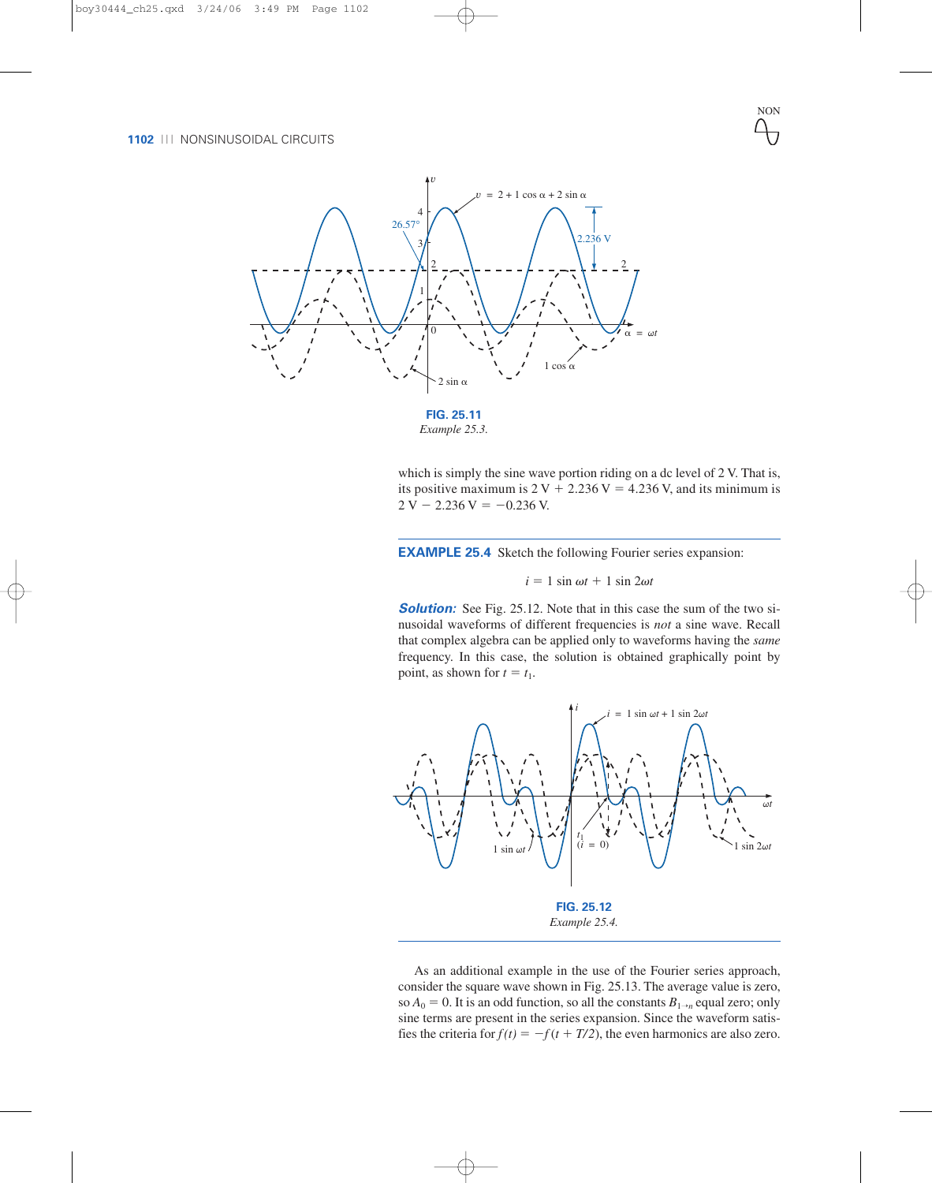**FIG. 25.11**
*Example 25.3.*

which is simply the sine wave portion riding on a dc level of 2 V. That is, its positive maximum is 2 V + 2.236 V = 4.236 V, and its minimum is 2 V − 2.236 V = −0.236 V.

**EXAMPLE 25.4** Sketch the following Fourier series expansion:

$$i = 1 \sin \omega t + 1 \sin 2\omega t$$

***Solution:*** See Fig. 25.12. Note that in this case the sum of the two sinusoidal waveforms of different frequencies is *not* a sine wave. Recall that complex algebra can be applied only to waveforms having the *same* frequency. In this case, the solution is obtained graphically point by point, as shown for $t = t_1$.

**FIG. 25.12**
*Example 25.4.*

As an additional example in the use of the Fourier series approach, consider the square wave shown in Fig. 25.13. The average value is zero, so $A_0 = 0$. It is an odd function, so all the constants $B_{1 \to n}$ equal zero; only sine terms are present in the series expansion. Since the waveform satisfies the criteria for $f(t) = -f(t + T/2)$, the even harmonics are also zero.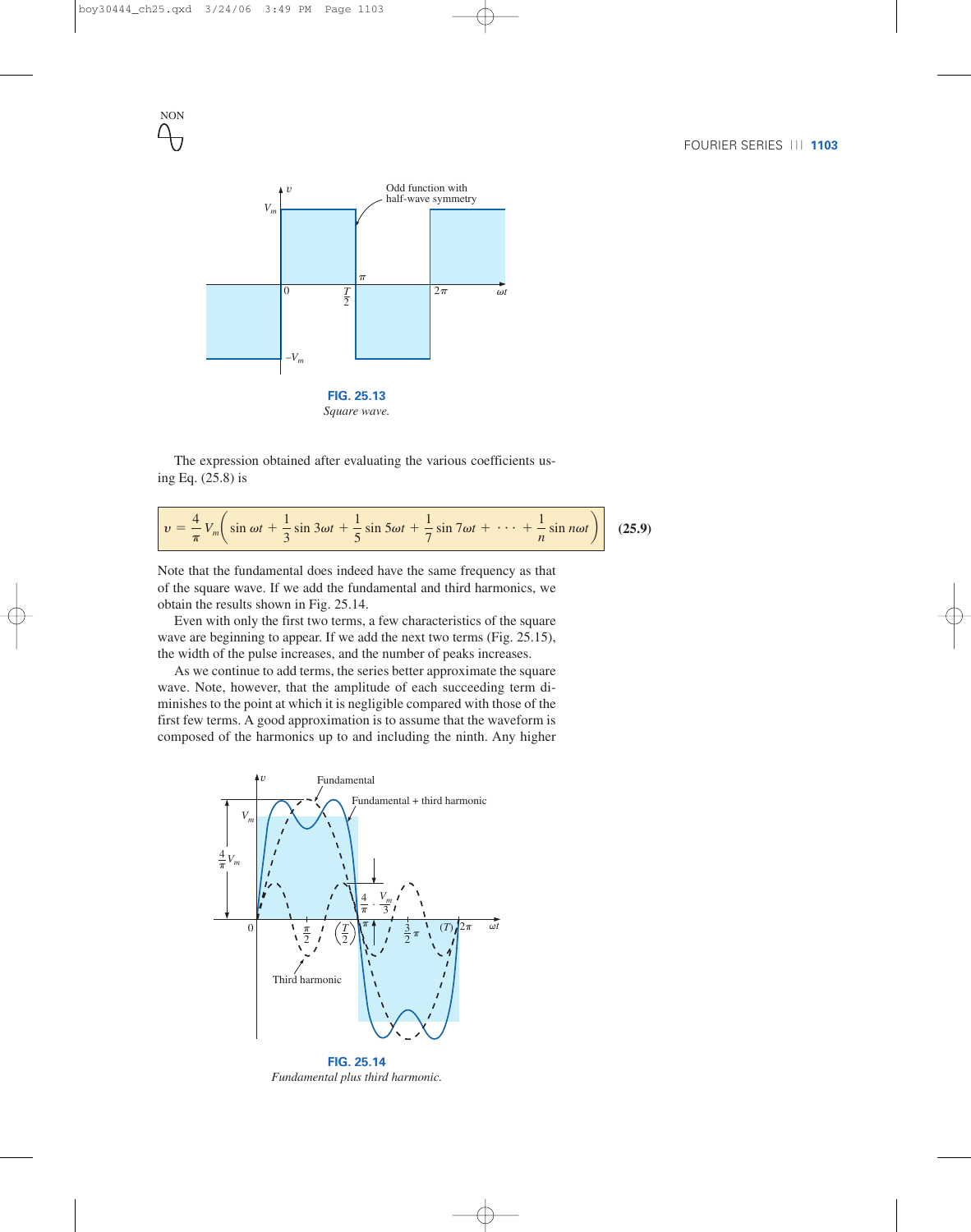FIG. 25.13
*Square wave.*

The expression obtained after evaluating the various coefficients using Eq. (25.8) is

$$v = \frac{4}{\pi} V_m \left( \sin \omega t + \frac{1}{3} \sin 3\omega t + \frac{1}{5} \sin 5\omega t + \frac{1}{7} \sin 7\omega t + \cdots + \frac{1}{n} \sin n\omega t \right) \tag{25.9}$$

Note that the fundamental does indeed have the same frequency as that of the square wave. If we add the fundamental and third harmonics, we obtain the results shown in Fig. 25.14.

Even with only the first two terms, a few characteristics of the square wave are beginning to appear. If we add the next two terms (Fig. 25.15), the width of the pulse increases, and the number of peaks increases.

As we continue to add terms, the series better approximate the square wave. Note, however, that the amplitude of each succeeding term diminishes to the point at which it is negligible compared with those of the first few terms. A good approximation is to assume that the waveform is composed of the harmonics up to and including the ninth. Any higher

FIG. 25.14
*Fundamental plus third harmonic.*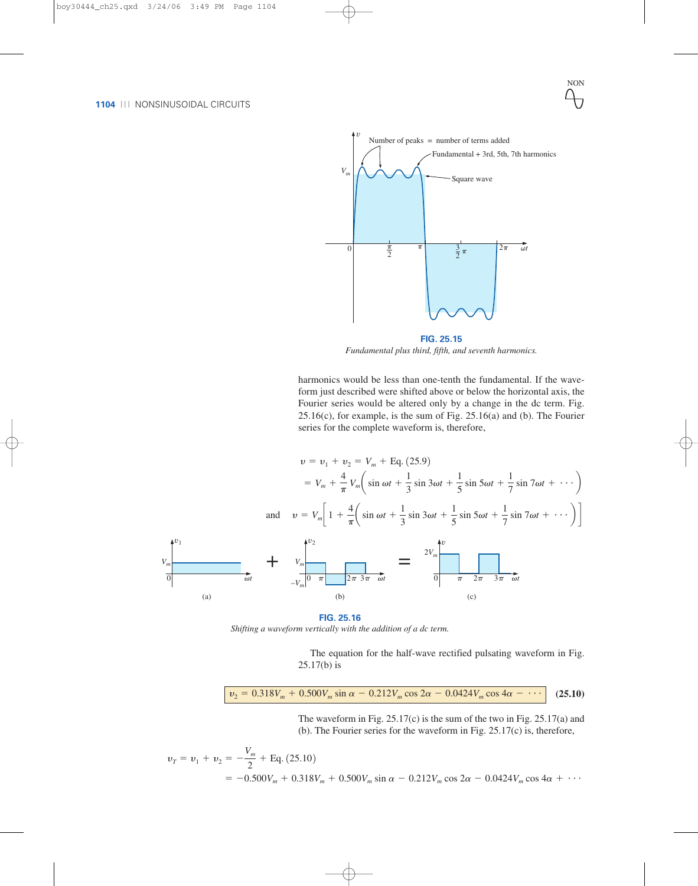FIG. 25.15
*Fundamental plus third, fifth, and seventh harmonics.*

harmonics would be less than one-tenth the fundamental. If the waveform just described were shifted above or below the horizontal axis, the Fourier series would be altered only by a change in the dc term. Fig. 25.16(c), for example, is the sum of Fig. 25.16(a) and (b). The Fourier series for the complete waveform is, therefore,

$$v = v_1 + v_2 = V_m + \text{Eq. (25.9)}$$
$$= V_m + \frac{4}{\pi}V_m\left(\sin \omega t + \frac{1}{3}\sin 3\omega t + \frac{1}{5}\sin 5\omega t + \frac{1}{7}\sin 7\omega t + \cdots\right)$$

and
$$v = V_m\left[1 + \frac{4}{\pi}\left(\sin \omega t + \frac{1}{3}\sin 3\omega t + \frac{1}{5}\sin 5\omega t + \frac{1}{7}\sin 7\omega t + \cdots\right)\right]$$

FIG. 25.16
*Shifting a waveform vertically with the addition of a dc term.*

The equation for the half-wave rectified pulsating waveform in Fig. 25.17(b) is

$$v_2 = 0.318V_m + 0.500V_m \sin \alpha - 0.212V_m \cos 2\alpha - 0.0424V_m \cos 4\alpha - \cdots \quad \textbf{(25.10)}$$

The waveform in Fig. 25.17(c) is the sum of the two in Fig. 25.17(a) and (b). The Fourier series for the waveform in Fig. 25.17(c) is, therefore,

$$v_T = v_1 + v_2 = -\frac{V_m}{2} + \text{Eq. (25.10)}$$
$$= -0.500V_m + 0.318V_m + 0.500V_m \sin \alpha - 0.212V_m \cos 2\alpha - 0.0424V_m \cos 4\alpha + \cdots$$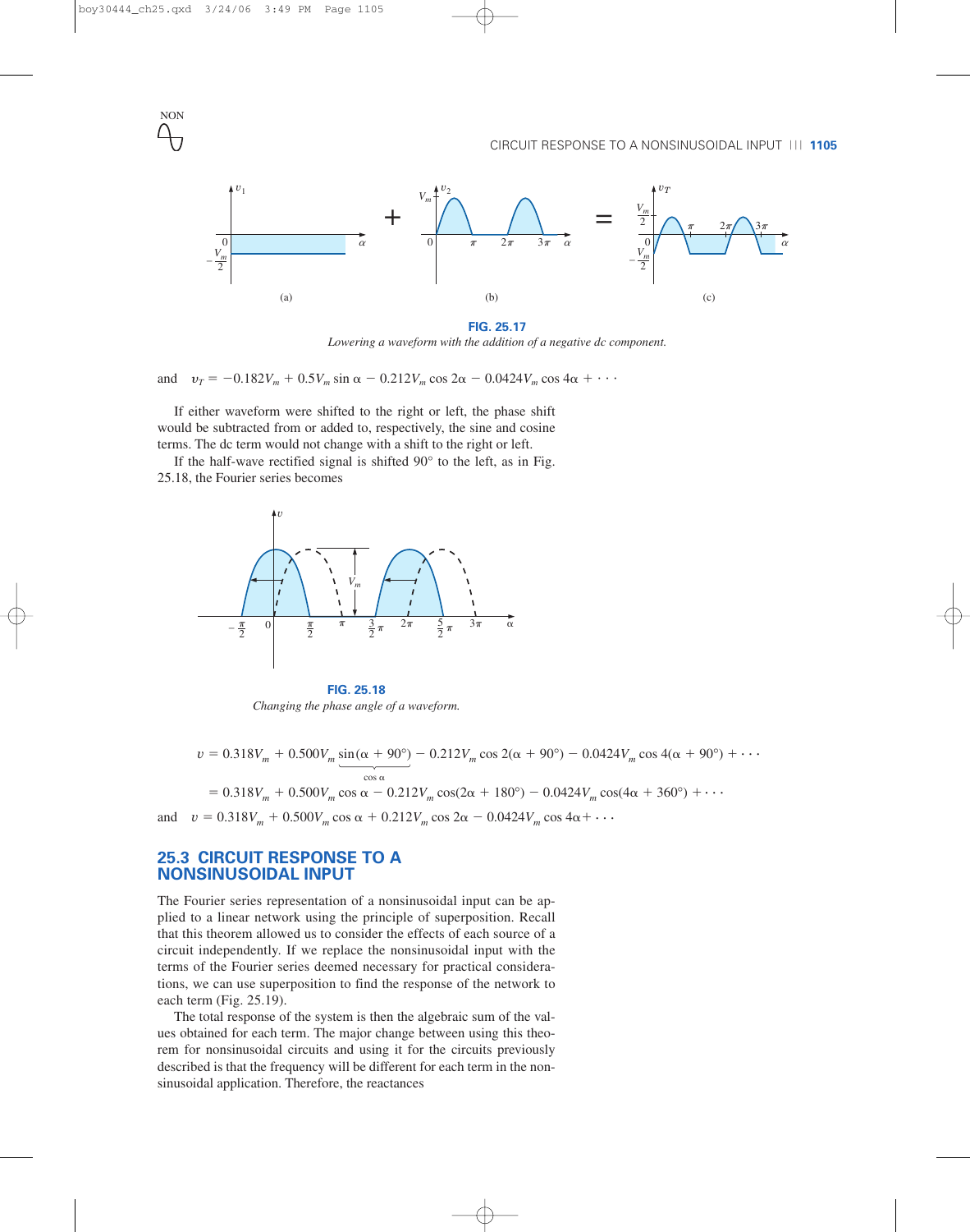**FIG. 25.17**
*Lowering a waveform with the addition of a negative dc component.*

and $\quad v_T = -0.182V_m + 0.5V_m \sin \alpha - 0.212V_m \cos 2\alpha - 0.0424V_m \cos 4\alpha + \cdots$

If either waveform were shifted to the right or left, the phase shift would be subtracted from or added to, respectively, the sine and cosine terms. The dc term would not change with a shift to the right or left.

If the half-wave rectified signal is shifted 90° to the left, as in Fig. 25.18, the Fourier series becomes

**FIG. 25.18**
*Changing the phase angle of a waveform.*

$$v = 0.318V_m + 0.500V_m \underbrace{\sin(\alpha + 90°)}_{\cos \alpha} - 0.212V_m \cos 2(\alpha + 90°) - 0.0424V_m \cos 4(\alpha + 90°) + \cdots$$

$$= 0.318V_m + 0.500V_m \cos \alpha - 0.212V_m \cos(2\alpha + 180°) - 0.0424V_m \cos(4\alpha + 360°) + \cdots$$

and $\quad v = 0.318V_m + 0.500V_m \cos \alpha + 0.212V_m \cos 2\alpha - 0.0424V_m \cos 4\alpha + \cdots$

## 25.3 CIRCUIT RESPONSE TO A NONSINUSOIDAL INPUT

The Fourier series representation of a nonsinusoidal input can be applied to a linear network using the principle of superposition. Recall that this theorem allowed us to consider the effects of each source of a circuit independently. If we replace the nonsinusoidal input with the terms of the Fourier series deemed necessary for practical considerations, we can use superposition to find the response of the network to each term (Fig. 25.19).

The total response of the system is then the algebraic sum of the values obtained for each term. The major change between using this theorem for nonsinusoidal circuits and using it for the circuits previously described is that the frequency will be different for each term in the nonsinusoidal application. Therefore, the reactances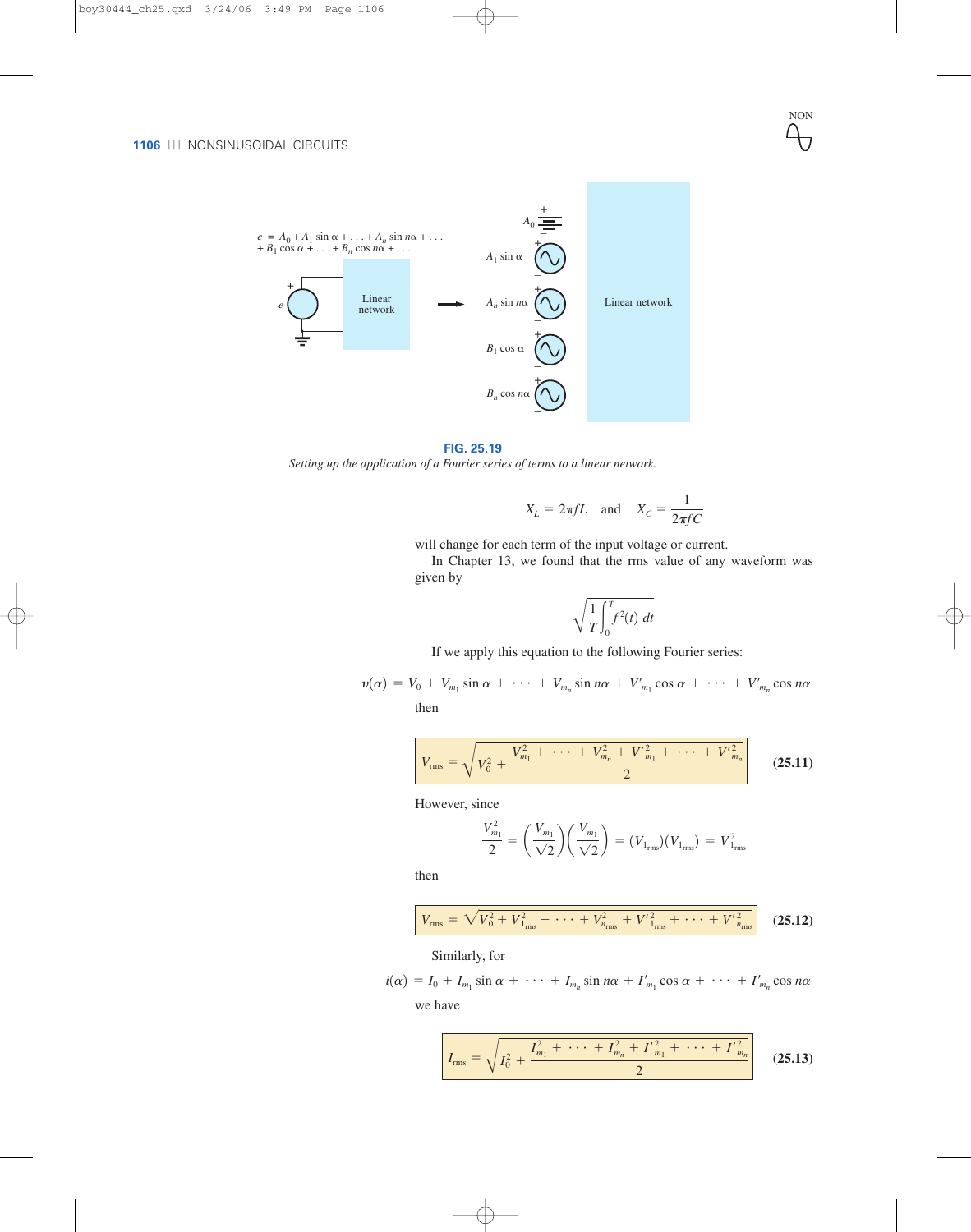FIG. 25.19
*Setting up the application of a Fourier series of terms to a linear network.*

$$X_L = 2\pi fL \quad \text{and} \quad X_C = \frac{1}{2\pi fC}$$

will change for each term of the input voltage or current.

In Chapter 13, we found that the rms value of any waveform was given by

$$\sqrt{\frac{1}{T}\int_0^T f^2(t)\,dt}$$

If we apply this equation to the following Fourier series:

$$\upsilon(\alpha) = V_0 + V_{m_1}\sin\alpha + \cdots + V_{m_n}\sin n\alpha + V'_{m_1}\cos\alpha + \cdots + V'_{m_n}\cos n\alpha$$

then

$$V_{\text{rms}} = \sqrt{V_0^2 + \frac{V_{m_1}^2 + \cdots + V_{m_n}^2 + V'^2_{m_1} + \cdots + V'^2_{m_n}}{2}} \qquad \textbf{(25.11)}$$

However, since

$$\frac{V_{m_1}^2}{2} = \left(\frac{V_{m_1}}{\sqrt{2}}\right)\left(\frac{V_{m_1}}{\sqrt{2}}\right) = (V_{1_{\text{rms}}})(V_{1_{\text{rms}}}) = V_{1_{\text{rms}}}^2$$

then

$$V_{\text{rms}} = \sqrt{V_0^2 + V_{1_{\text{rms}}}^2 + \cdots + V_{n_{\text{rms}}}^2 + V'^2_{1_{\text{rms}}} + \cdots + V'^2_{n_{\text{rms}}}} \qquad \textbf{(25.12)}$$

Similarly, for

$$i(\alpha) = I_0 + I_{m_1}\sin\alpha + \cdots + I_{m_n}\sin n\alpha + I'_{m_1}\cos\alpha + \cdots + I'_{m_n}\cos n\alpha$$

we have

$$I_{\text{rms}} = \sqrt{I_0^2 + \frac{I_{m_1}^2 + \cdots + I_{m_n}^2 + I'^2_{m_1} + \cdots + I'^2_{m_n}}{2}} \qquad \textbf{(25.13)}$$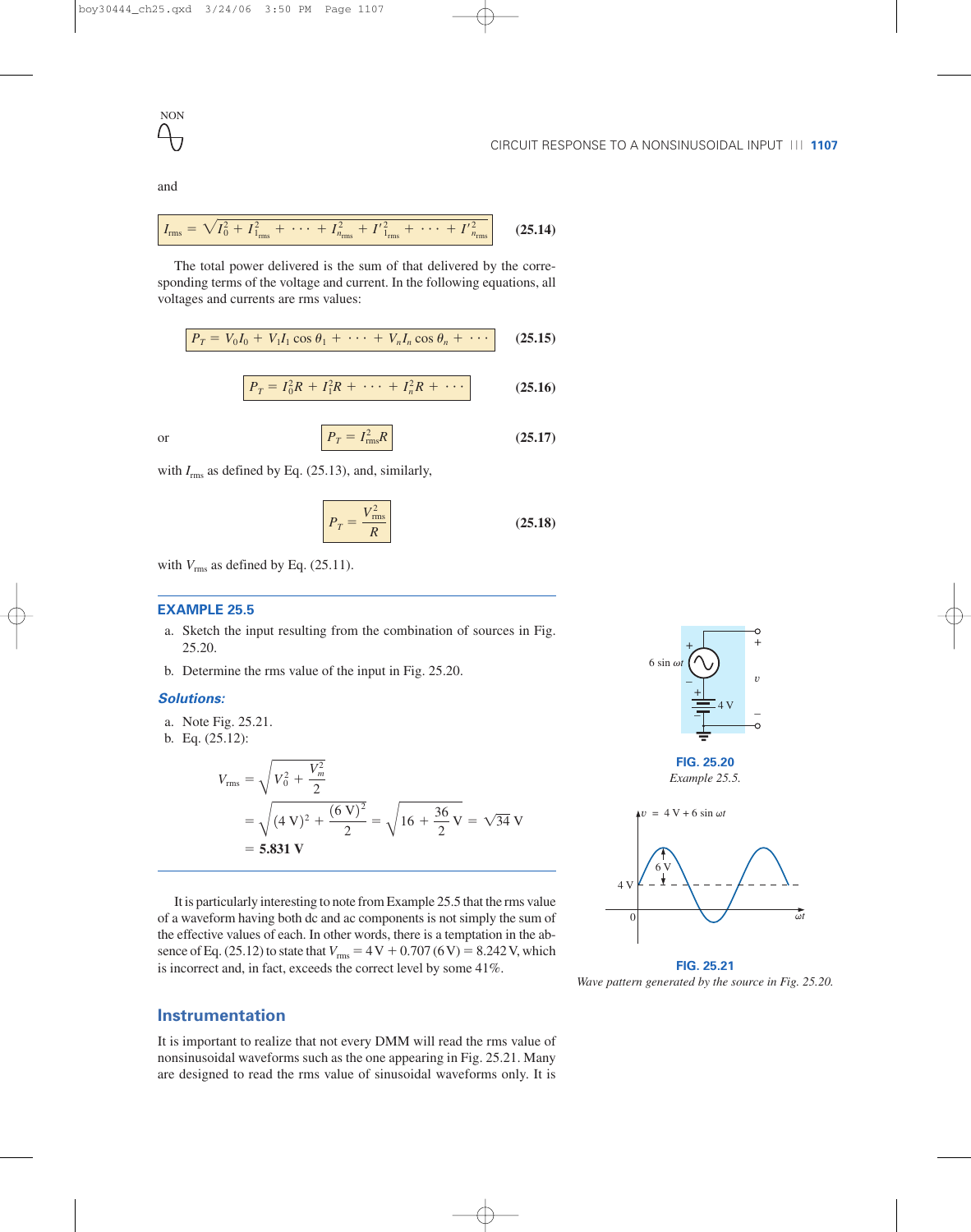and

$$I_{rms} = \sqrt{I_0^2 + I_{1_{rms}}^2 + \cdots + I_{n_{rms}}^2 + I'^2_{1_{rms}} + \cdots + I'^2_{n_{rms}}} \qquad \textbf{(25.14)}$$

The total power delivered is the sum of that delivered by the corresponding terms of the voltage and current. In the following equations, all voltages and currents are rms values:

$$P_T = V_0 I_0 + V_1 I_1 \cos\theta_1 + \cdots + V_n I_n \cos\theta_n + \cdots \qquad \textbf{(25.15)}$$

$$P_T = I_0^2 R + I_1^2 R + \cdots + I_n^2 R + \cdots \qquad \textbf{(25.16)}$$

or

$$P_T = I_{rms}^2 R \qquad \textbf{(25.17)}$$

with $I_{rms}$ as defined by Eq. (25.13), and, similarly,

$$P_T = \frac{V_{rms}^2}{R} \qquad \textbf{(25.18)}$$

with $V_{rms}$ as defined by Eq. (25.11).

### EXAMPLE 25.5

a. Sketch the input resulting from the combination of sources in Fig. 25.20.

b. Determine the rms value of the input in Fig. 25.20.

**Solutions:**

a. Note Fig. 25.21.

b. Eq. (25.12):

$$V_{rms} = \sqrt{V_0^2 + \frac{V_m^2}{2}}$$

$$= \sqrt{(4\text{ V})^2 + \frac{(6\text{ V})^2}{2}} = \sqrt{16 + \frac{36}{2}}\text{ V} = \sqrt{34}\text{ V}$$

$$= \mathbf{5.831\text{ V}}$$

**FIG. 25.20**
*Example 25.5.*

**FIG. 25.21**
*Wave pattern generated by the source in Fig. 25.20.*

It is particularly interesting to note from Example 25.5 that the rms value of a waveform having both dc and ac components is not simply the sum of the effective values of each. In other words, there is a temptation in the absence of Eq. (25.12) to state that $V_{rms} = 4\text{ V} + 0.707\,(6\text{ V}) = 8.242\text{ V}$, which is incorrect and, in fact, exceeds the correct level by some 41%.

## Instrumentation

It is important to realize that not every DMM will read the rms value of nonsinusoidal waveforms such as the one appearing in Fig. 25.21. Many are designed to read the rms value of sinusoidal waveforms only. It is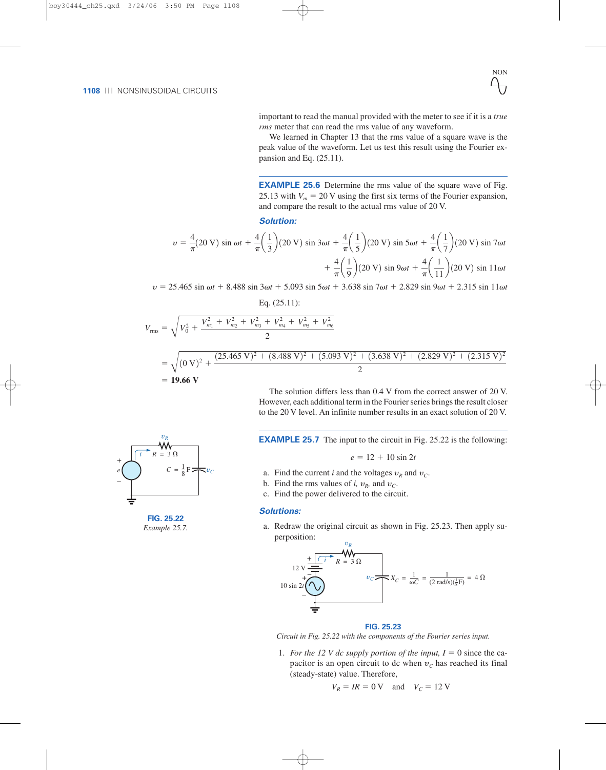important to read the manual provided with the meter to see if it is a *true rms* meter that can read the rms value of any waveform.

We learned in Chapter 13 that the rms value of a square wave is the peak value of the waveform. Let us test this result using the Fourier expansion and Eq. (25.11).

**EXAMPLE 25.6** Determine the rms value of the square wave of Fig. 25.13 with $V_m = 20$ V using the first six terms of the Fourier expansion, and compare the result to the actual rms value of 20 V.

***Solution:***

$$v = \frac{4}{\pi}(20\text{ V})\sin \omega t + \frac{4}{\pi}\left(\frac{1}{3}\right)(20\text{ V})\sin 3\omega t + \frac{4}{\pi}\left(\frac{1}{5}\right)(20\text{ V})\sin 5\omega t + \frac{4}{\pi}\left(\frac{1}{7}\right)(20\text{ V})\sin 7\omega t$$
$$+ \frac{4}{\pi}\left(\frac{1}{9}\right)(20\text{ V})\sin 9\omega t + \frac{4}{\pi}\left(\frac{1}{11}\right)(20\text{ V})\sin 11\omega t$$

$$v = 25.465\sin \omega t + 8.488\sin 3\omega t + 5.093\sin 5\omega t + 3.638\sin 7\omega t + 2.829\sin 9\omega t + 2.315\sin 11\omega t$$

Eq. (25.11):

$$V_{\text{rms}} = \sqrt{V_0^2 + \frac{V_{m_1}^2 + V_{m_2}^2 + V_{m_3}^2 + V_{m_4}^2 + V_{m_5}^2 + V_{m_6}^2}{2}}$$

$$= \sqrt{(0\text{ V})^2 + \frac{(25.465\text{ V})^2 + (8.488\text{ V})^2 + (5.093\text{ V})^2 + (3.638\text{ V})^2 + (2.829\text{ V})^2 + (2.315\text{ V})^2}{2}}$$

$$= \mathbf{19.66\ V}$$

The solution differs less than 0.4 V from the correct answer of 20 V. However, each additional term in the Fourier series brings the result closer to the 20 V level. An infinite number results in an exact solution of 20 V.

**FIG. 25.22** *Example 25.7.*

**EXAMPLE 25.7** The input to the circuit in Fig. 25.22 is the following:

$$e = 12 + 10\sin 2t$$

a. Find the current $i$ and the voltages $v_R$ and $v_C$.
b. Find the rms values of $i$, $v_R$, and $v_C$.
c. Find the power delivered to the circuit.

***Solutions:***

a. Redraw the original circuit as shown in Fig. 25.23. Then apply superposition:

$$X_C = \frac{1}{\omega C} = \frac{1}{(2\text{ rad/s})(\frac{1}{8}\text{F})} = 4\ \Omega$$

**FIG. 25.23**
*Circuit in Fig. 25.22 with the components of the Fourier series input.*

1. *For the 12 V dc supply portion of the input,* $I = 0$ since the capacitor is an open circuit to dc when $v_C$ has reached its final (steady-state) value. Therefore,

$$V_R = IR = 0\text{ V} \quad \text{and} \quad V_C = 12\text{ V}$$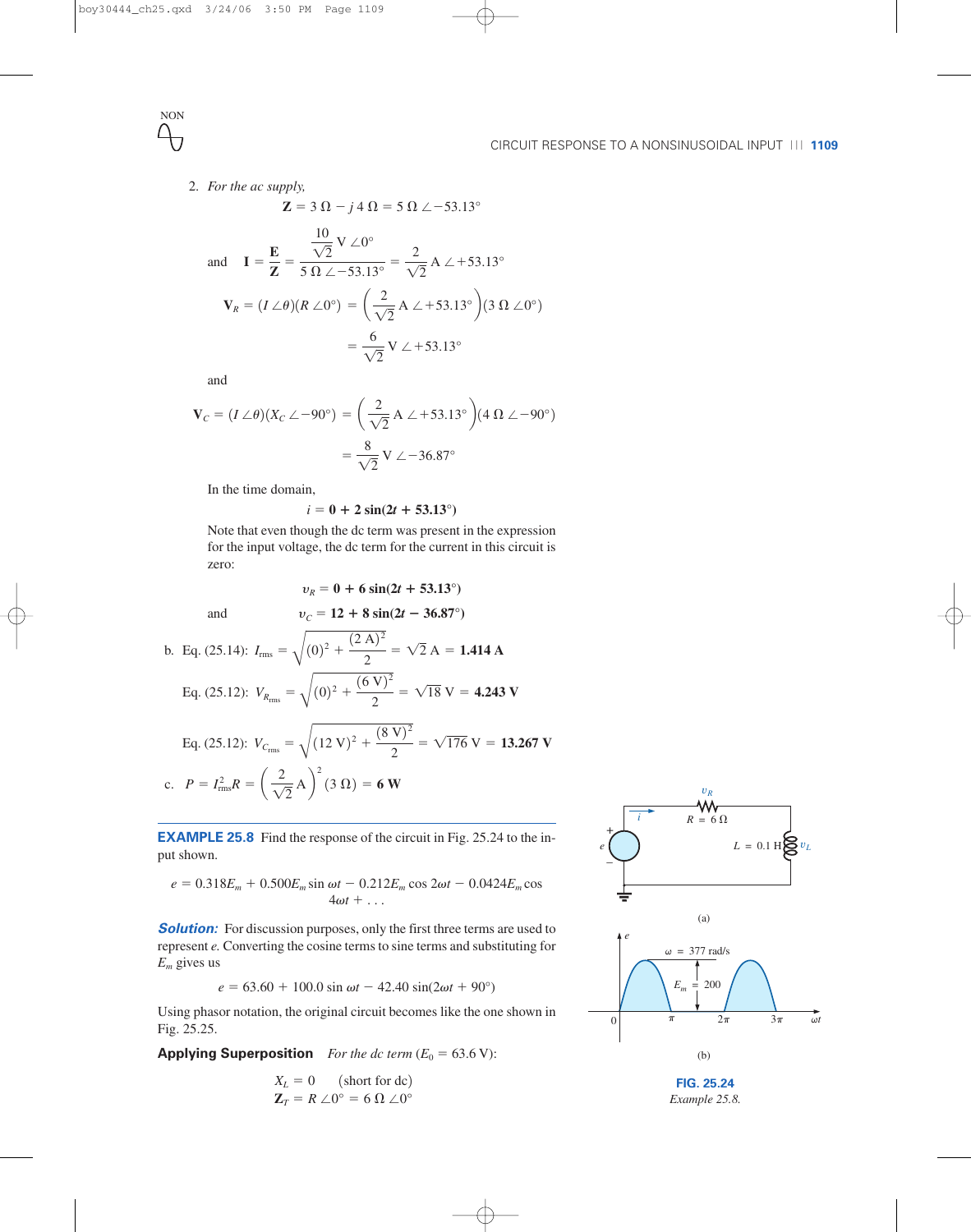2. *For the ac supply,*

$$\mathbf{Z} = 3\ \Omega - j\,4\ \Omega = 5\ \Omega\ \angle -53.13°$$

and
$$\mathbf{I} = \frac{\mathbf{E}}{\mathbf{Z}} = \frac{\dfrac{10}{\sqrt{2}}\ \text{V}\ \angle 0°}{5\ \Omega\ \angle -53.13°} = \frac{2}{\sqrt{2}}\ \text{A}\ \angle +53.13°$$

$$\mathbf{V}_R = (I\ \angle\theta)(R\ \angle 0°) = \left(\frac{2}{\sqrt{2}}\ \text{A}\ \angle +53.13°\right)(3\ \Omega\ \angle 0°)$$

$$= \frac{6}{\sqrt{2}}\ \text{V}\ \angle +53.13°$$

and

$$\mathbf{V}_C = (I\ \angle\theta)(X_C\ \angle -90°) = \left(\frac{2}{\sqrt{2}}\ \text{A}\ \angle +53.13°\right)(4\ \Omega\ \angle -90°)$$

$$= \frac{8}{\sqrt{2}}\ \text{V}\ \angle -36.87°$$

In the time domain,

$$i = \mathbf{0 + 2\ sin(2\mathit{t} + 53.13°)}$$

Note that even though the dc term was present in the expression for the input voltage, the dc term for the current in this circuit is zero:

$$v_R = \mathbf{0 + 6\ sin(2\mathit{t} + 53.13°)}$$

and
$$v_C = \mathbf{12 + 8\ sin(2\mathit{t} - 36.87°)}$$

b. Eq. (25.14): $I_{\text{rms}} = \sqrt{(0)^2 + \dfrac{(2\ \text{A})^2}{2}} = \sqrt{2}\ \text{A} = \mathbf{1.414\ A}$

Eq. (25.12): $V_{R_{\text{rms}}} = \sqrt{(0)^2 + \dfrac{(6\ \text{V})^2}{2}} = \sqrt{18}\ \text{V} = \mathbf{4.243\ V}$

Eq. (25.12): $V_{C_{\text{rms}}} = \sqrt{(12\ \text{V})^2 + \dfrac{(8\ \text{V})^2}{2}} = \sqrt{176}\ \text{V} = \mathbf{13.267\ V}$

c. $P = I_{\text{rms}}^2 R = \left(\dfrac{2}{\sqrt{2}}\ \text{A}\right)^2 (3\ \Omega) = \mathbf{6\ W}$

**EXAMPLE 25.8** Find the response of the circuit in Fig. 25.24 to the input shown.

$$e = 0.318E_m + 0.500E_m \sin\omega t - 0.212E_m \cos 2\omega t - 0.0424E_m \cos 4\omega t + \ldots$$

***Solution:*** For discussion purposes, only the first three terms are used to represent *e*. Converting the cosine terms to sine terms and substituting for $E_m$ gives us

$$e = 63.60 + 100.0 \sin\omega t - 42.40 \sin(2\omega t + 90°)$$

Using phasor notation, the original circuit becomes like the one shown in Fig. 25.25.

**Applying Superposition** *For the dc term* ($E_0 = 63.6$ V):

$$X_L = 0 \qquad \text{(short for dc)}$$
$$\mathbf{Z}_T = R\ \angle 0° = 6\ \Omega\ \angle 0°$$

(a)

(b)

**FIG. 25.24**
*Example 25.8.*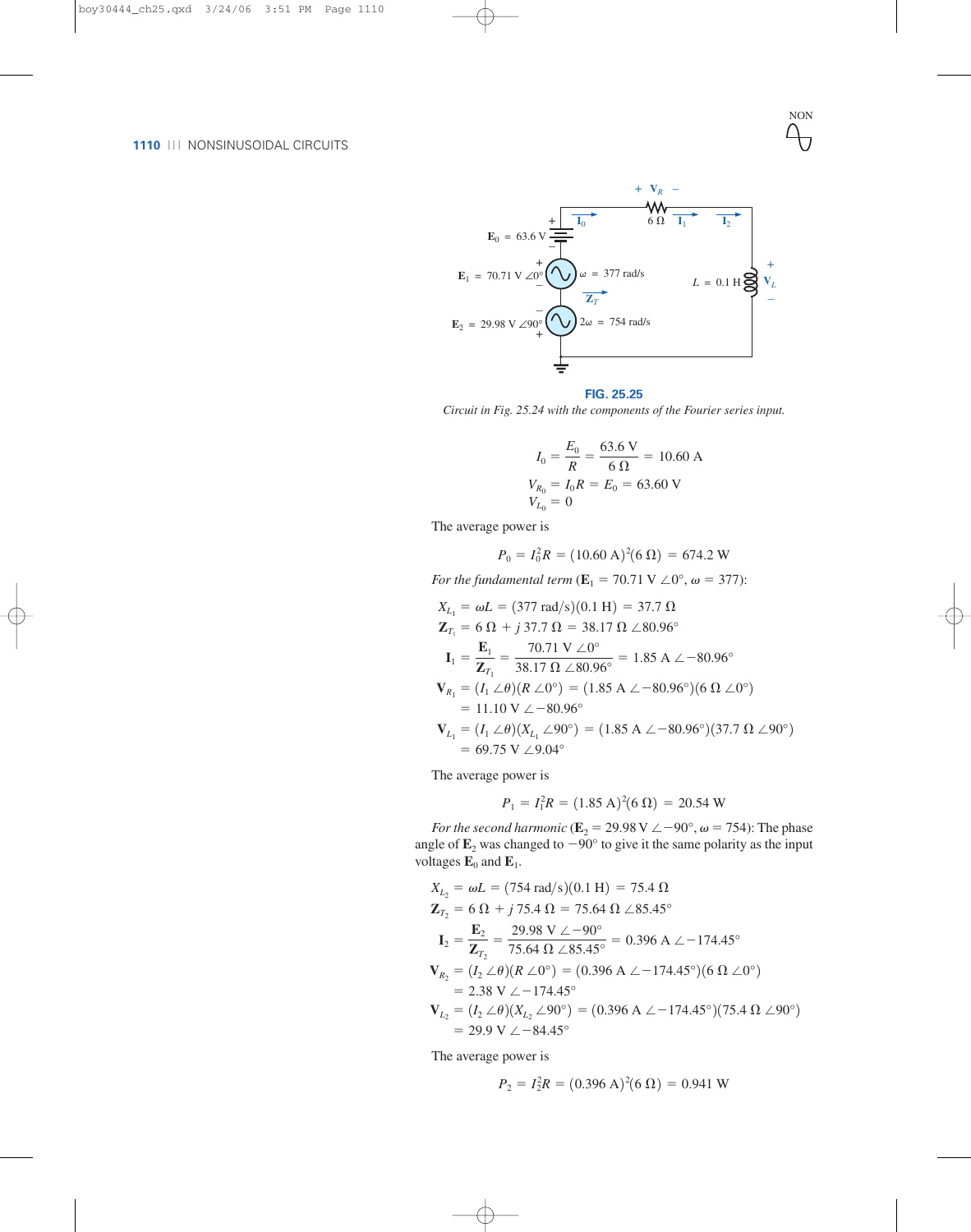FIG. 25.25

*Circuit in Fig. 25.24 with the components of the Fourier series input.*

$$I_0 = \frac{E_0}{R} = \frac{63.6\text{ V}}{6\ \Omega} = 10.60\text{ A}$$
$$V_{R_0} = I_0 R = E_0 = 63.60\text{ V}$$
$$V_{L_0} = 0$$

The average power is

$$P_0 = I_0^2 R = (10.60\text{ A})^2(6\ \Omega) = 674.2\text{ W}$$

*For the fundamental term* ($\mathbf{E}_1 = 70.71\text{ V}\ \angle 0°$, $\omega = 377$):

$$X_{L_1} = \omega L = (377\text{ rad/s})(0.1\text{ H}) = 37.7\ \Omega$$
$$\mathbf{Z}_{T_1} = 6\ \Omega + j\,37.7\ \Omega = 38.17\ \Omega\ \angle 80.96°$$
$$\mathbf{I}_1 = \frac{\mathbf{E}_1}{\mathbf{Z}_{T_1}} = \frac{70.71\text{ V}\ \angle 0°}{38.17\ \Omega\ \angle 80.96°} = 1.85\text{ A}\ \angle -80.96°$$
$$\mathbf{V}_{R_1} = (I_1\ \angle\theta)(R\ \angle 0°) = (1.85\text{ A}\ \angle -80.96°)(6\ \Omega\ \angle 0°)$$
$$= 11.10\text{ V}\ \angle -80.96°$$
$$\mathbf{V}_{L_1} = (I_1\ \angle\theta)(X_{L_1}\ \angle 90°) = (1.85\text{ A}\ \angle -80.96°)(37.7\ \Omega\ \angle 90°)$$
$$= 69.75\text{ V}\ \angle 9.04°$$

The average power is

$$P_1 = I_1^2 R = (1.85\text{ A})^2(6\ \Omega) = 20.54\text{ W}$$

*For the second harmonic* ($\mathbf{E}_2 = 29.98\text{ V}\ \angle -90°$, $\omega = 754$): The phase angle of $\mathbf{E}_2$ was changed to $-90°$ to give it the same polarity as the input voltages $\mathbf{E}_0$ and $\mathbf{E}_1$.

$$X_{L_2} = \omega L = (754\text{ rad/s})(0.1\text{ H}) = 75.4\ \Omega$$
$$\mathbf{Z}_{T_2} = 6\ \Omega + j\,75.4\ \Omega = 75.64\ \Omega\ \angle 85.45°$$
$$\mathbf{I}_2 = \frac{\mathbf{E}_2}{\mathbf{Z}_{T_2}} = \frac{29.98\text{ V}\ \angle -90°}{75.64\ \Omega\ \angle 85.45°} = 0.396\text{ A}\ \angle -174.45°$$
$$\mathbf{V}_{R_2} = (I_2\ \angle\theta)(R\ \angle 0°) = (0.396\text{ A}\ \angle -174.45°)(6\ \Omega\ \angle 0°)$$
$$= 2.38\text{ V}\ \angle -174.45°$$
$$\mathbf{V}_{L_2} = (I_2\ \angle\theta)(X_{L_2}\ \angle 90°) = (0.396\text{ A}\ \angle -174.45°)(75.4\ \Omega\ \angle 90°)$$
$$= 29.9\text{ V}\ \angle -84.45°$$

The average power is

$$P_2 = I_2^2 R = (0.396\text{ A})^2(6\ \Omega) = 0.941\text{ W}$$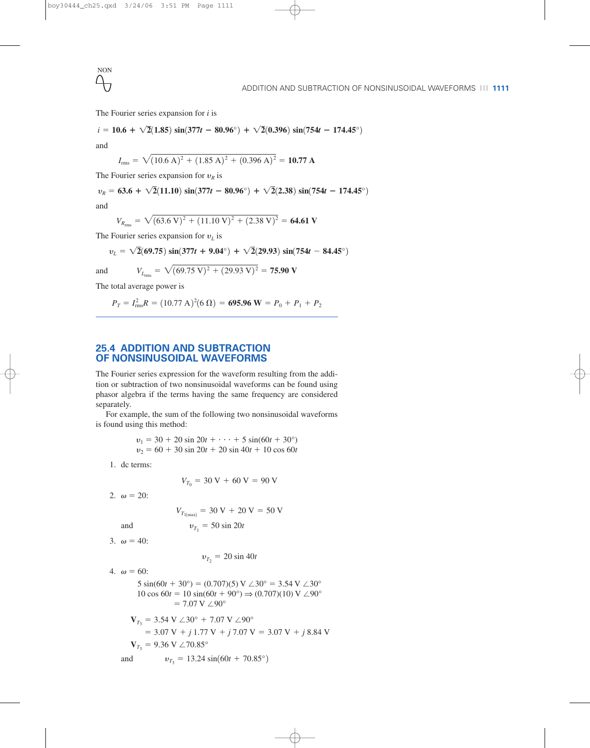The Fourier series expansion for $i$ is

$$i = \mathbf{10.6} + \sqrt{\mathbf{2}}(\mathbf{1.85})\ \mathbf{sin}(\mathbf{377}t - \mathbf{80.96}°) + \sqrt{\mathbf{2}}(\mathbf{0.396})\ \mathbf{sin}(\mathbf{754}t - \mathbf{174.45}°)$$

and

$$I_{\text{rms}} = \sqrt{(10.6\text{ A})^2 + (1.85\text{ A})^2 + (0.396\text{ A})^2} = \mathbf{10.77\ A}$$

The Fourier series expansion for $v_R$ is

$$v_R = \mathbf{63.6} + \sqrt{\mathbf{2}}(\mathbf{11.10})\ \mathbf{sin}(\mathbf{377}t - \mathbf{80.96}°) + \sqrt{\mathbf{2}}(\mathbf{2.38})\ \mathbf{sin}(\mathbf{754}t - \mathbf{174.45}°)$$

and

$$V_{R_{\text{rms}}} = \sqrt{(63.6\text{ V})^2 + (11.10\text{ V})^2 + (2.38\text{ V})^2} = \mathbf{64.61\ V}$$

The Fourier series expansion for $v_L$ is

$$v_L = \sqrt{\mathbf{2}}(\mathbf{69.75})\ \mathbf{sin}(\mathbf{377}t + \mathbf{9.04}°) + \sqrt{\mathbf{2}}(\mathbf{29.93})\ \mathbf{sin}(\mathbf{754}t - \mathbf{84.45}°)$$

and

$$V_{L_{\text{rms}}} = \sqrt{(69.75\text{ V})^2 + (29.93\text{ V})^2} = \mathbf{75.90\ V}$$

The total average power is

$$P_T = I_{\text{rms}}^2 R = (10.77\text{ A})^2(6\ \Omega) = \mathbf{695.96\ W} = P_0 + P_1 + P_2$$

## 25.4 ADDITION AND SUBTRACTION OF NONSINUSOIDAL WAVEFORMS

The Fourier series expression for the waveform resulting from the addition or subtraction of two nonsinusoidal waveforms can be found using phasor algebra if the terms having the same frequency are considered separately.

For example, the sum of the following two nonsinusoidal waveforms is found using this method:

$$v_1 = 30 + 20\sin 20t + \cdots + 5\sin(60t + 30°)$$
$$v_2 = 60 + 30\sin 20t + 20\sin 40t + 10\cos 60t$$

1. dc terms:

$$V_{T_0} = 30\text{ V} + 60\text{ V} = 90\text{ V}$$

2. $\omega = 20$:

$$V_{T_{1(\max)}} = 30\text{ V} + 20\text{ V} = 50\text{ V}$$

and $\quad v_{T_1} = 50\sin 20t$

3. $\omega = 40$:

$$v_{T_2} = 20\sin 40t$$

4. $\omega = 60$:

$$5\sin(60t + 30°) = (0.707)(5)\text{ V}\angle 30° = 3.54\text{ V}\angle 30°$$
$$10\cos 60t = 10\sin(60t + 90°) \Rightarrow (0.707)(10)\text{ V}\angle 90° = 7.07\text{ V}\angle 90°$$

$$\mathbf{V}_{T_3} = 3.54\text{ V}\angle 30° + 7.07\text{ V}\angle 90°$$
$$= 3.07\text{ V} + j\,1.77\text{ V} + j\,7.07\text{ V} = 3.07\text{ V} + j\,8.84\text{ V}$$
$$\mathbf{V}_{T_3} = 9.36\text{ V}\angle 70.85°$$

and $\quad v_{T_3} = 13.24\sin(60t + 70.85°)$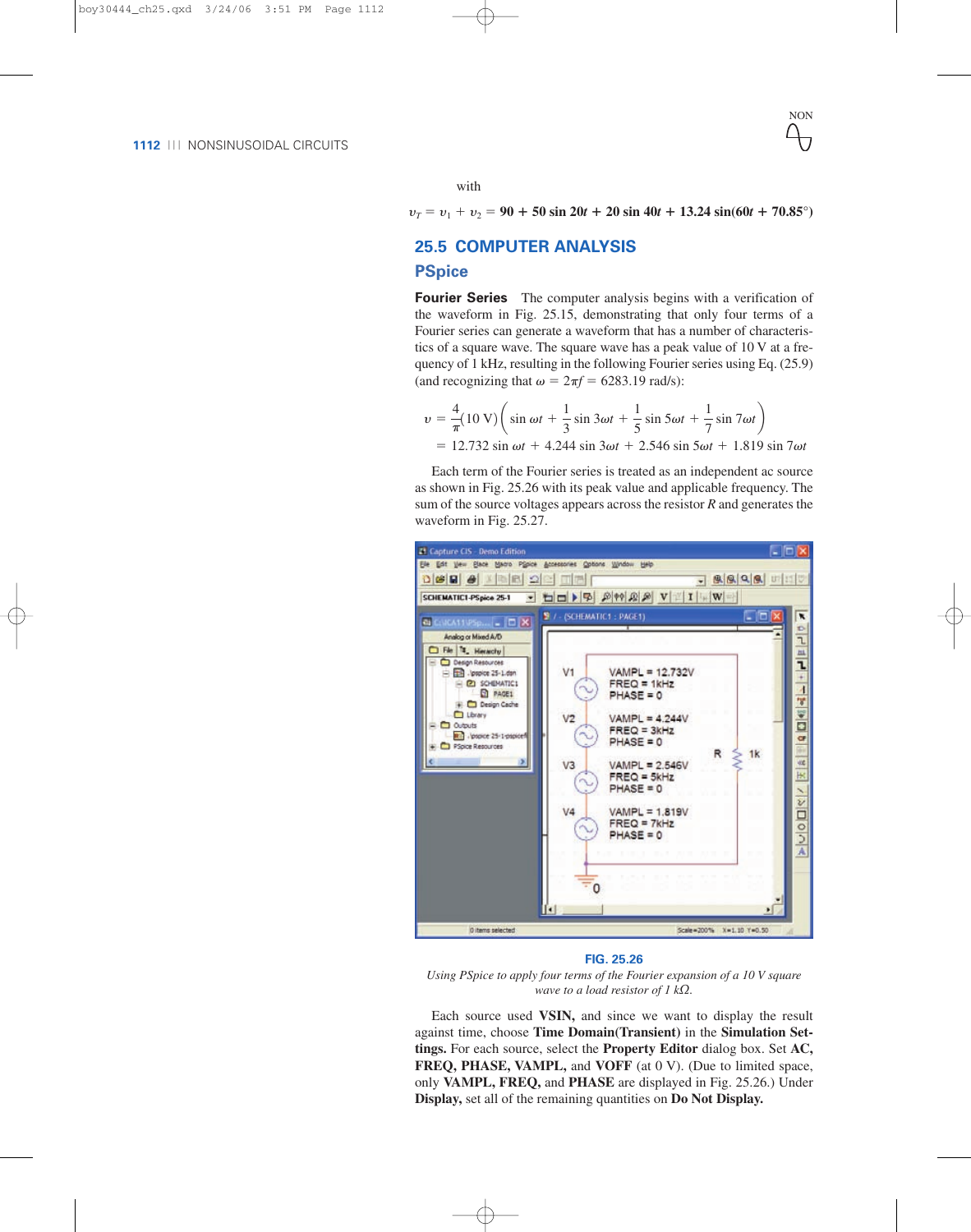with

$$v_T = v_1 + v_2 = \mathbf{90 + 50 \sin 20t + 20 \sin 40t + 13.24 \sin(60t + 70.85°)}$$

## 25.5 COMPUTER ANALYSIS

### PSpice

**Fourier Series** The computer analysis begins with a verification of the waveform in Fig. 25.15, demonstrating that only four terms of a Fourier series can generate a waveform that has a number of characteristics of a square wave. The square wave has a peak value of 10 V at a frequency of 1 kHz, resulting in the following Fourier series using Eq. (25.9) (and recognizing that $\omega = 2\pi f = 6283.19$ rad/s):

$$v = \frac{4}{\pi}(10\text{ V})\left(\sin \omega t + \frac{1}{3}\sin 3\omega t + \frac{1}{5}\sin 5\omega t + \frac{1}{7}\sin 7\omega t\right)$$
$$= 12.732 \sin \omega t + 4.244 \sin 3\omega t + 2.546 \sin 5\omega t + 1.819 \sin 7\omega t$$

Each term of the Fourier series is treated as an independent ac source as shown in Fig. 25.26 with its peak value and applicable frequency. The sum of the source voltages appears across the resistor $R$ and generates the waveform in Fig. 25.27.

**FIG. 25.26**

*Using PSpice to apply four terms of the Fourier expansion of a 10 V square wave to a load resistor of 1 kΩ.*

Each source used **VSIN,** and since we want to display the result against time, choose **Time Domain(Transient)** in the **Simulation Settings.** For each source, select the **Property Editor** dialog box. Set **AC, FREQ, PHASE, VAMPL,** and **VOFF** (at 0 V). (Due to limited space, only **VAMPL, FREQ,** and **PHASE** are displayed in Fig. 25.26.) Under **Display,** set all of the remaining quantities on **Do Not Display.**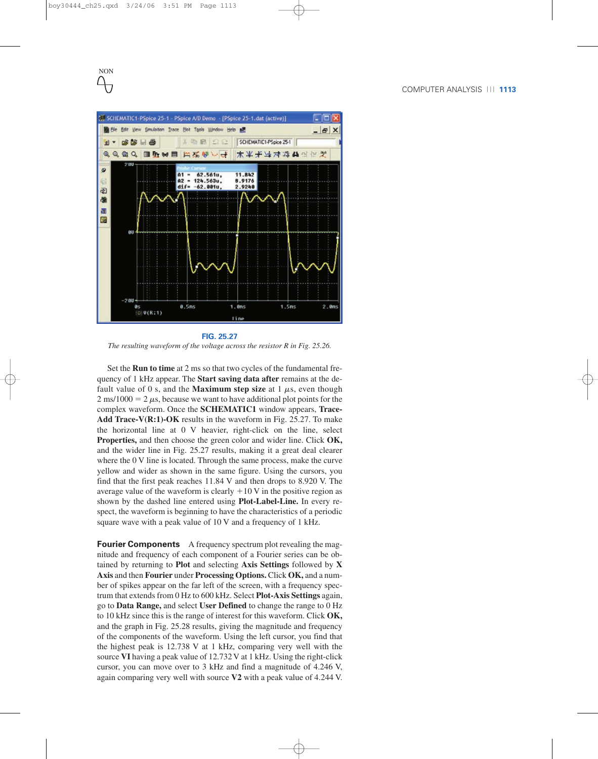**FIG. 25.27**

*The resulting waveform of the voltage across the resistor R in Fig. 25.26.*

Set the **Run to time** at 2 ms so that two cycles of the fundamental frequency of 1 kHz appear. The **Start saving data after** remains at the default value of 0 s, and the **Maximum step size** at 1 $\mu$s, even though 2 ms/1000 = 2 $\mu$s, because we want to have additional plot points for the complex waveform. Once the **SCHEMATIC1** window appears, **Trace-Add Trace-V(R:1)-OK** results in the waveform in Fig. 25.27. To make the horizontal line at 0 V heavier, right-click on the line, select **Properties,** and then choose the green color and wider line. Click **OK,** and the wider line in Fig. 25.27 results, making it a great deal clearer where the 0 V line is located. Through the same process, make the curve yellow and wider as shown in the same figure. Using the cursors, you find that the first peak reaches 11.84 V and then drops to 8.920 V. The average value of the waveform is clearly +10 V in the positive region as shown by the dashed line entered using **Plot-Label-Line.** In every respect, the waveform is beginning to have the characteristics of a periodic square wave with a peak value of 10 V and a frequency of 1 kHz.

**Fourier Components** A frequency spectrum plot revealing the magnitude and frequency of each component of a Fourier series can be obtained by returning to **Plot** and selecting **Axis Settings** followed by **X Axis** and then **Fourier** under **Processing Options.** Click **OK,** and a number of spikes appear on the far left of the screen, with a frequency spectrum that extends from 0 Hz to 600 kHz. Select **Plot-Axis Settings** again, go to **Data Range,** and select **User Defined** to change the range to 0 Hz to 10 kHz since this is the range of interest for this waveform. Click **OK,** and the graph in Fig. 25.28 results, giving the magnitude and frequency of the components of the waveform. Using the left cursor, you find that the highest peak is 12.738 V at 1 kHz, comparing very well with the source **VI** having a peak value of 12.732 V at 1 kHz. Using the right-click cursor, you can move over to 3 kHz and find a magnitude of 4.246 V, again comparing very well with source **V2** with a peak value of 4.244 V.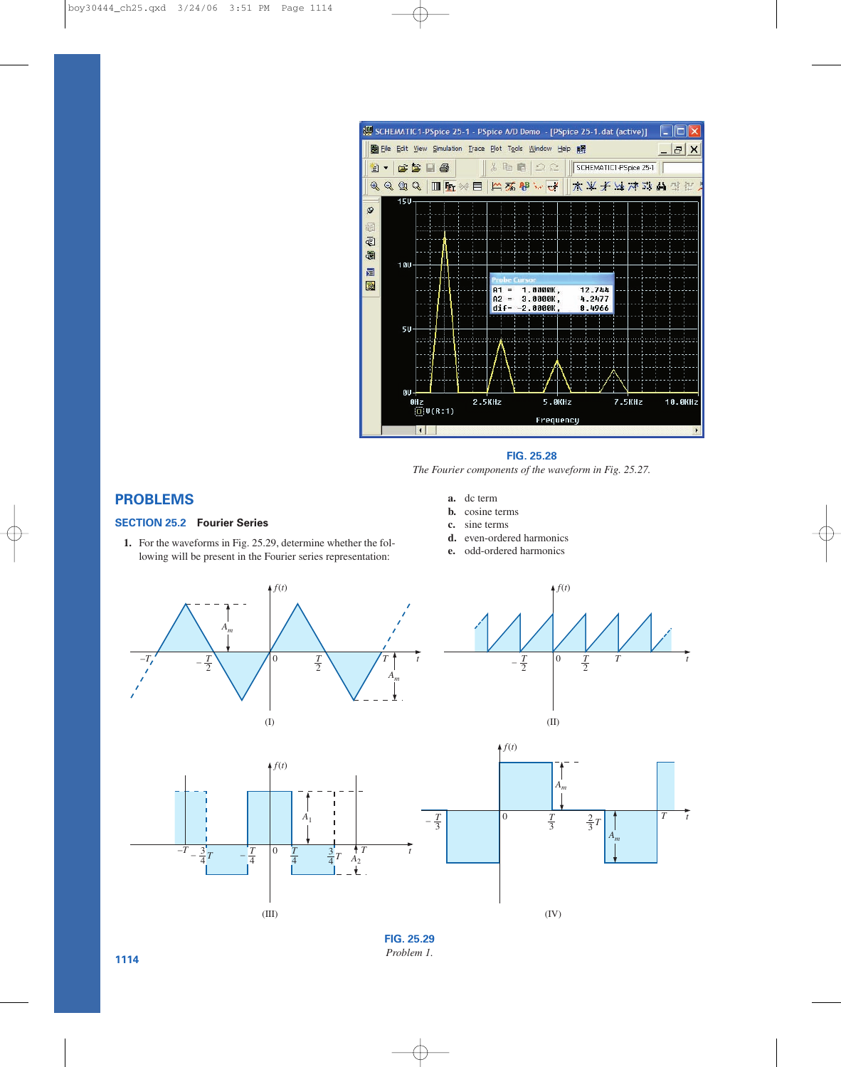**FIG. 25.28**
*The Fourier components of the waveform in Fig. 25.27.*

## PROBLEMS

### SECTION 25.2 Fourier Series

1. For the waveforms in Fig. 25.29, determine whether the following will be present in the Fourier series representation:

   **a.** dc term
   **b.** cosine terms
   **c.** sine terms
   **d.** even-ordered harmonics
   **e.** odd-ordered harmonics

**FIG. 25.29**
*Problem 1.*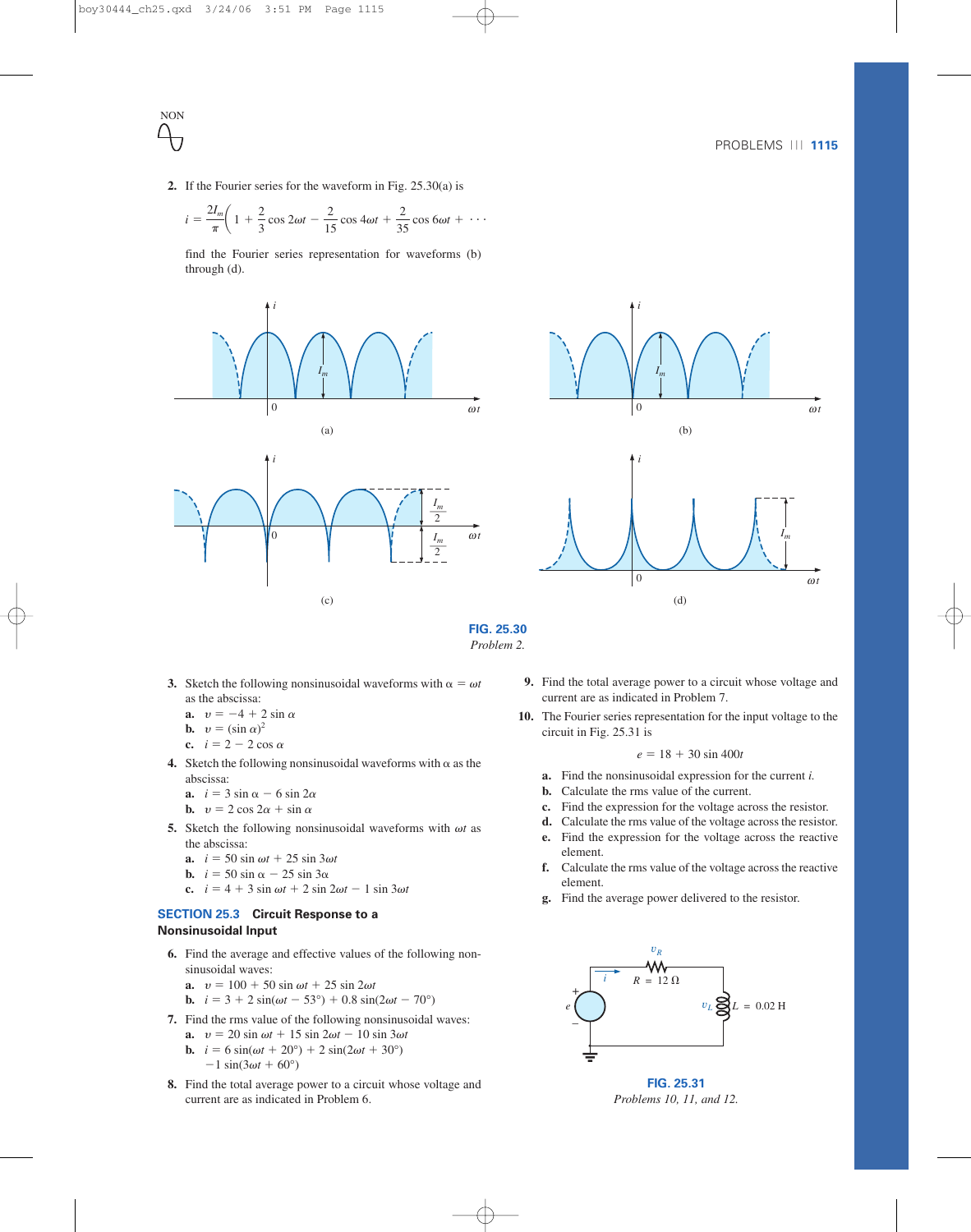2. If the Fourier series for the waveform in Fig. 25.30(a) is

$$i = \frac{2I_m}{\pi}\left(1 + \frac{2}{3}\cos 2\omega t - \frac{2}{15}\cos 4\omega t + \frac{2}{35}\cos 6\omega t + \cdots\right.$$

find the Fourier series representation for waveforms (b) through (d).

**FIG. 25.30**
*Problem 2.*

3. Sketch the following nonsinusoidal waveforms with $\alpha = \omega t$ as the abscissa:
   a. $v = -4 + 2 \sin \alpha$
   b. $v = (\sin \alpha)^2$
   c. $i = 2 - 2 \cos \alpha$

4. Sketch the following nonsinusoidal waveforms with $\alpha$ as the abscissa:
   a. $i = 3 \sin \alpha - 6 \sin 2\alpha$
   b. $v = 2 \cos 2\alpha + \sin \alpha$

5. Sketch the following nonsinusoidal waveforms with $\omega t$ as the abscissa:
   a. $i = 50 \sin \omega t + 25 \sin 3\omega t$
   b. $i = 50 \sin \alpha - 25 \sin 3\alpha$
   c. $i = 4 + 3 \sin \omega t + 2 \sin 2\omega t - 1 \sin 3\omega t$

### SECTION 25.3 Circuit Response to a Nonsinusoidal Input

6. Find the average and effective values of the following nonsinusoidal waves:
   a. $v = 100 + 50 \sin \omega t + 25 \sin 2\omega t$
   b. $i = 3 + 2 \sin(\omega t - 53°) + 0.8 \sin(2\omega t - 70°)$

7. Find the rms value of the following nonsinusoidal waves:
   a. $v = 20 \sin \omega t + 15 \sin 2\omega t - 10 \sin 3\omega t$
   b. $i = 6 \sin(\omega t + 20°) + 2 \sin(2\omega t + 30°)$ $-1 \sin(3\omega t + 60°)$

8. Find the total average power to a circuit whose voltage and current are as indicated in Problem 6.

9. Find the total average power to a circuit whose voltage and current are as indicated in Problem 7.

10. The Fourier series representation for the input voltage to the circuit in Fig. 25.31 is

$$e = 18 + 30 \sin 400t$$

   a. Find the nonsinusoidal expression for the current $i$.
   b. Calculate the rms value of the current.
   c. Find the expression for the voltage across the resistor.
   d. Calculate the rms value of the voltage across the resistor.
   e. Find the expression for the voltage across the reactive element.
   f. Calculate the rms value of the voltage across the reactive element.
   g. Find the average power delivered to the resistor.

**FIG. 25.31**
*Problems 10, 11, and 12.*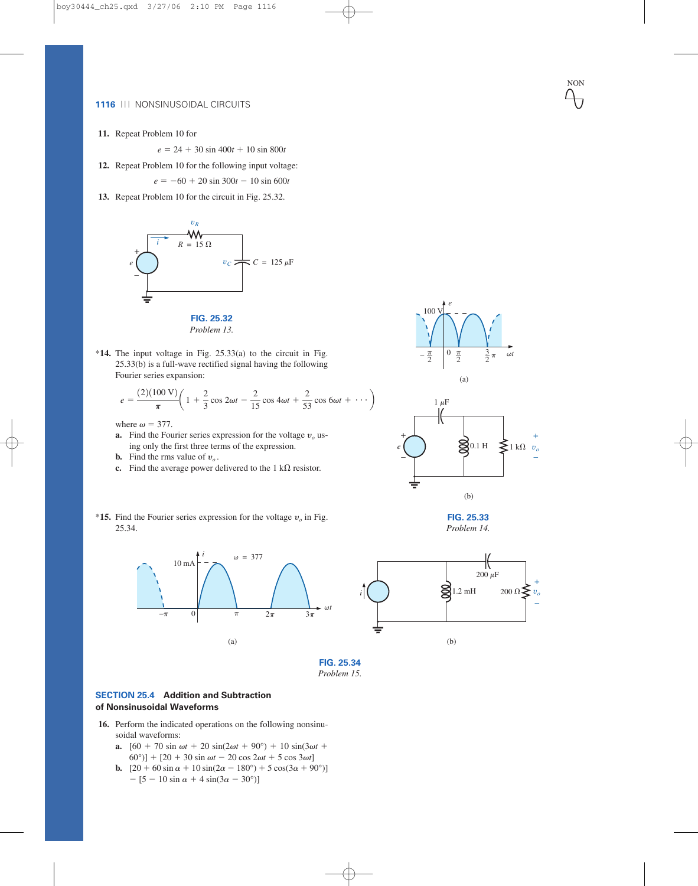11. Repeat Problem 10 for

$$e = 24 + 30 \sin 400t + 10 \sin 800t$$

12. Repeat Problem 10 for the following input voltage:

$$e = -60 + 20 \sin 300t - 10 \sin 600t$$

13. Repeat Problem 10 for the circuit in Fig. 25.32.

**FIG. 25.32**
*Problem 13.*

*14. The input voltage in Fig. 25.33(a) to the circuit in Fig. 25.33(b) is a full-wave rectified signal having the following Fourier series expansion:

$$e = \frac{(2)(100 \text{ V})}{\pi}\left(1 + \frac{2}{3}\cos 2\omega t - \frac{2}{15}\cos 4\omega t + \frac{2}{53}\cos 6\omega t + \cdots\right)$$

where $\omega = 377$.

a. Find the Fourier series expression for the voltage $v_o$ using only the first three terms of the expression.
b. Find the rms value of $v_o$.
c. Find the average power delivered to the 1 kΩ resistor.

**FIG. 25.33**
*Problem 14.*

*15. Find the Fourier series expression for the voltage $v_o$ in Fig. 25.34.

**FIG. 25.34**
*Problem 15.*

### SECTION 25.4 Addition and Subtraction of Nonsinusoidal Waveforms

16. Perform the indicated operations on the following nonsinusoidal waveforms:

a. $[60 + 70 \sin \omega t + 20 \sin(2\omega t + 90°) + 10 \sin(3\omega t + 60°)] + [20 + 30 \sin \omega t - 20 \cos 2\omega t + 5 \cos 3\omega t]$
b. $[20 + 60 \sin \alpha + 10 \sin(2\alpha - 180°) + 5 \cos(3\alpha + 90°)] - [5 - 10 \sin \alpha + 4 \sin(3\alpha - 30°)]$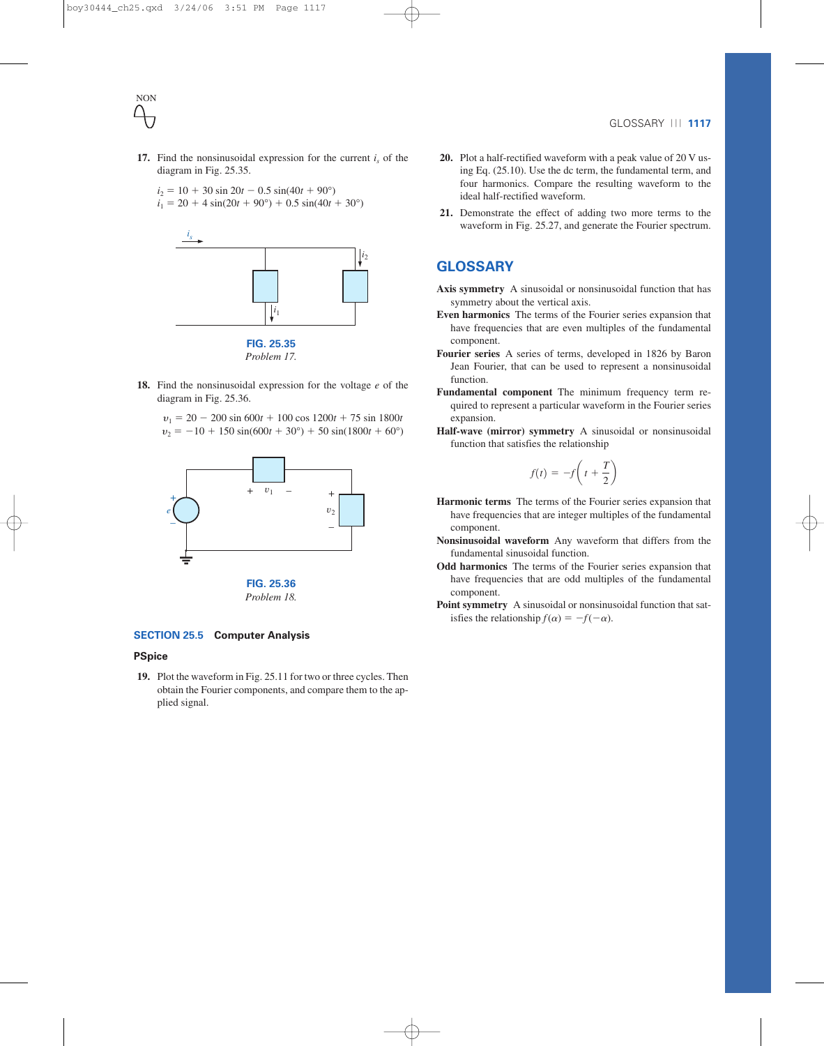17. Find the nonsinusoidal expression for the current $i_s$ of the diagram in Fig. 25.35.

$i_2 = 10 + 30 \sin 20t - 0.5 \sin(40t + 90°)$
$i_1 = 20 + 4 \sin(20t + 90°) + 0.5 \sin(40t + 30°)$

$i_s$

$i_2$

$i_1$

**FIG. 25.35**
*Problem 17.*

18. Find the nonsinusoidal expression for the voltage $e$ of the diagram in Fig. 25.36.

$v_1 = 20 - 200 \sin 600t + 100 \cos 1200t + 75 \sin 1800t$
$v_2 = -10 + 150 \sin(600t + 30°) + 50 \sin(1800t + 60°)$

$+ \quad v_1 \quad -$

$+$ $e$ $-$

$+$ $v_2$ $-$

**FIG. 25.36**
*Problem 18.*

### SECTION 25.5 Computer Analysis

**PSpice**

19. Plot the waveform in Fig. 25.11 for two or three cycles. Then obtain the Fourier components, and compare them to the applied signal.

20. Plot a half-rectified waveform with a peak value of 20 V using Eq. (25.10). Use the dc term, the fundamental term, and four harmonics. Compare the resulting waveform to the ideal half-rectified waveform.

21. Demonstrate the effect of adding two more terms to the waveform in Fig. 25.27, and generate the Fourier spectrum.

## GLOSSARY

**Axis symmetry** A sinusoidal or nonsinusoidal function that has symmetry about the vertical axis.

**Even harmonics** The terms of the Fourier series expansion that have frequencies that are even multiples of the fundamental component.

**Fourier series** A series of terms, developed in 1826 by Baron Jean Fourier, that can be used to represent a nonsinusoidal function.

**Fundamental component** The minimum frequency term required to represent a particular waveform in the Fourier series expansion.

**Half-wave (mirror) symmetry** A sinusoidal or nonsinusoidal function that satisfies the relationship

$$f(t) = -f\left(t + \frac{T}{2}\right)$$

**Harmonic terms** The terms of the Fourier series expansion that have frequencies that are integer multiples of the fundamental component.

**Nonsinusoidal waveform** Any waveform that differs from the fundamental sinusoidal function.

**Odd harmonics** The terms of the Fourier series expansion that have frequencies that are odd multiples of the fundamental component.

**Point symmetry** A sinusoidal or nonsinusoidal function that satisfies the relationship $f(\alpha) = -f(-\alpha)$.